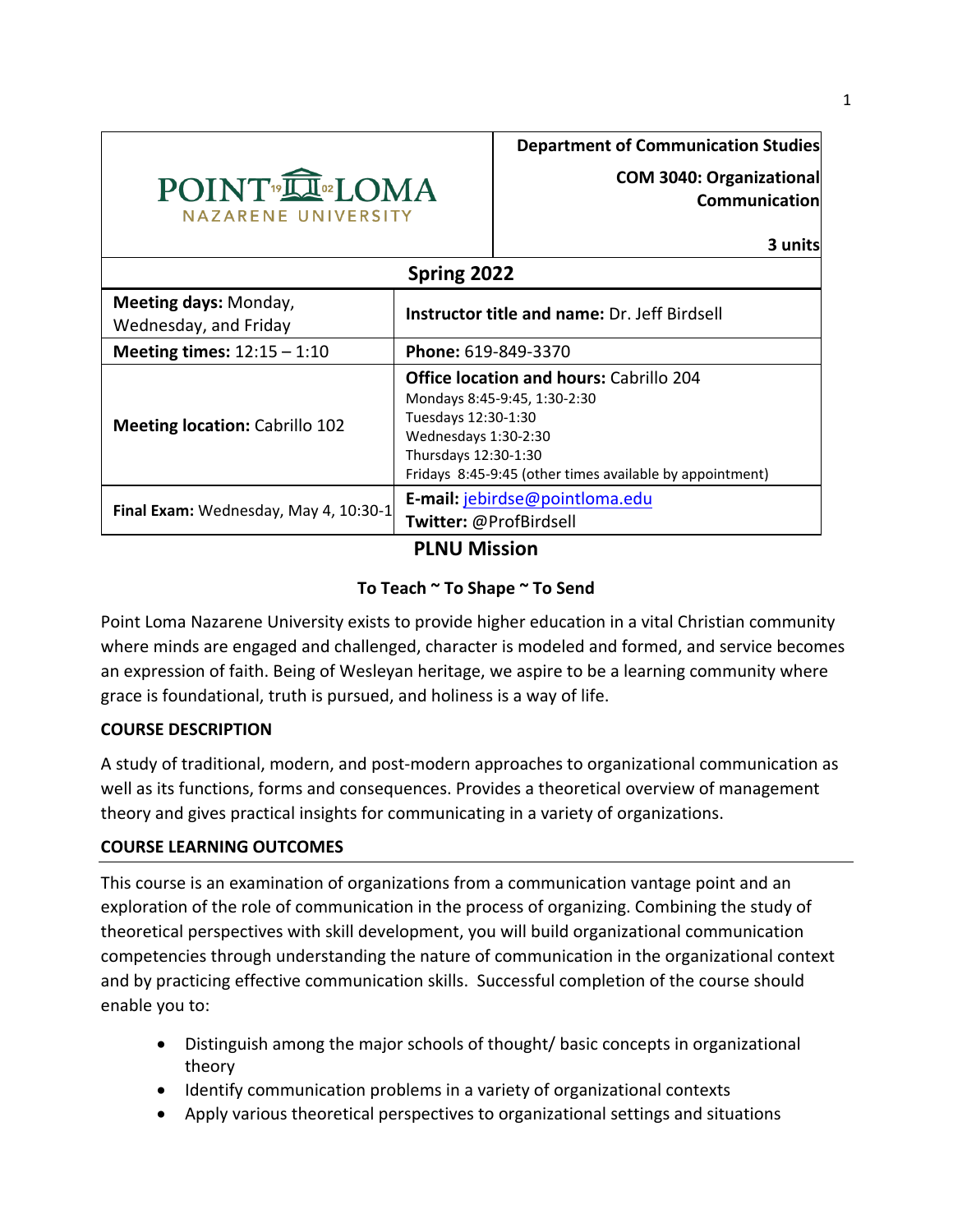| POINT LOMA NAZARENE UNIVERSITY | **Department of Communication Studies**<br>**COM 3040: Organizational Communication**<br>**3 units** |
|---|---|

| **Spring 2022** | |
|---|---|
| **Meeting days:** Monday, Wednesday, and Friday | **Instructor title and name:** Dr. Jeff Birdsell |
| **Meeting times:** 12:15 – 1:10 | **Phone:** 619-849-3370 |
| **Meeting location:** Cabrillo 102 | **Office location and hours:** Cabrillo 204<br>Mondays 8:45-9:45, 1:30-2:30<br>Tuesdays 12:30-1:30<br>Wednesdays 1:30-2:30<br>Thursdays 12:30-1:30<br>Fridays 8:45-9:45 (other times available by appointment) |
| **Final Exam:** Wednesday, May 4, 10:30-1 | **E-mail:** jebirdse@pointloma.edu<br>**Twitter:** @ProfBirdsell |

## PLNU Mission

**To Teach ~ To Shape ~ To Send**

Point Loma Nazarene University exists to provide higher education in a vital Christian community where minds are engaged and challenged, character is modeled and formed, and service becomes an expression of faith. Being of Wesleyan heritage, we aspire to be a learning community where grace is foundational, truth is pursued, and holiness is a way of life.

**COURSE DESCRIPTION**

A study of traditional, modern, and post-modern approaches to organizational communication as well as its functions, forms and consequences. Provides a theoretical overview of management theory and gives practical insights for communicating in a variety of organizations.

**COURSE LEARNING OUTCOMES**

This course is an examination of organizations from a communication vantage point and an exploration of the role of communication in the process of organizing. Combining the study of theoretical perspectives with skill development, you will build organizational communication competencies through understanding the nature of communication in the organizational context and by practicing effective communication skills. Successful completion of the course should enable you to:

- Distinguish among the major schools of thought/ basic concepts in organizational theory
- Identify communication problems in a variety of organizational contexts
- Apply various theoretical perspectives to organizational settings and situations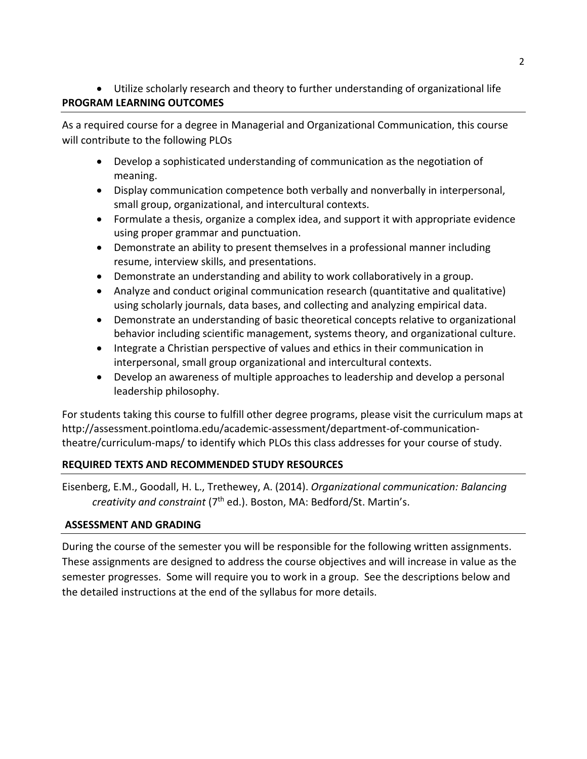- Utilize scholarly research and theory to further understanding of organizational life

## PROGRAM LEARNING OUTCOMES

As a required course for a degree in Managerial and Organizational Communication, this course will contribute to the following PLOs

- Develop a sophisticated understanding of communication as the negotiation of meaning.
- Display communication competence both verbally and nonverbally in interpersonal, small group, organizational, and intercultural contexts.
- Formulate a thesis, organize a complex idea, and support it with appropriate evidence using proper grammar and punctuation.
- Demonstrate an ability to present themselves in a professional manner including resume, interview skills, and presentations.
- Demonstrate an understanding and ability to work collaboratively in a group.
- Analyze and conduct original communication research (quantitative and qualitative) using scholarly journals, data bases, and collecting and analyzing empirical data.
- Demonstrate an understanding of basic theoretical concepts relative to organizational behavior including scientific management, systems theory, and organizational culture.
- Integrate a Christian perspective of values and ethics in their communication in interpersonal, small group organizational and intercultural contexts.
- Develop an awareness of multiple approaches to leadership and develop a personal leadership philosophy.

For students taking this course to fulfill other degree programs, please visit the curriculum maps at http://assessment.pointloma.edu/academic-assessment/department-of-communication-theatre/curriculum-maps/ to identify which PLOs this class addresses for your course of study.

## REQUIRED TEXTS AND RECOMMENDED STUDY RESOURCES

Eisenberg, E.M., Goodall, H. L., Trethewey, A. (2014). *Organizational communication: Balancing creativity and constraint* (7th ed.). Boston, MA: Bedford/St. Martin's.

## ASSESSMENT AND GRADING

During the course of the semester you will be responsible for the following written assignments. These assignments are designed to address the course objectives and will increase in value as the semester progresses. Some will require you to work in a group. See the descriptions below and the detailed instructions at the end of the syllabus for more details.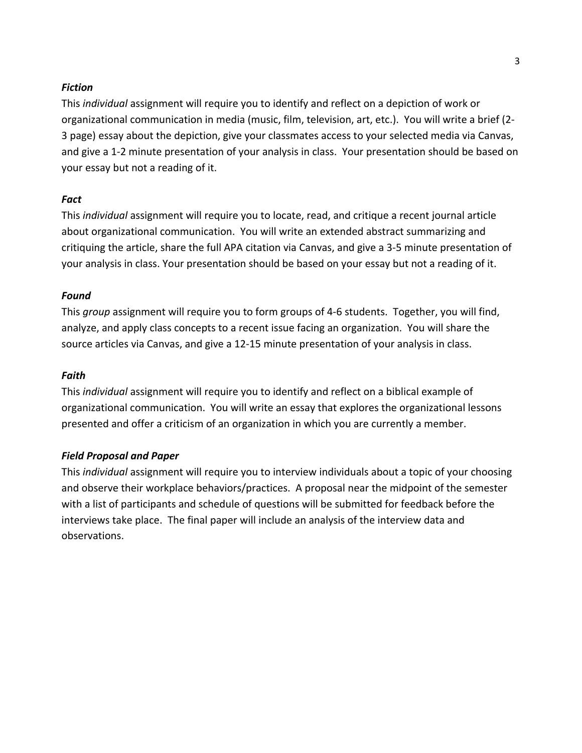***Fiction***

This *individual* assignment will require you to identify and reflect on a depiction of work or organizational communication in media (music, film, television, art, etc.). You will write a brief (2-3 page) essay about the depiction, give your classmates access to your selected media via Canvas, and give a 1-2 minute presentation of your analysis in class. Your presentation should be based on your essay but not a reading of it.

***Fact***

This *individual* assignment will require you to locate, read, and critique a recent journal article about organizational communication. You will write an extended abstract summarizing and critiquing the article, share the full APA citation via Canvas, and give a 3-5 minute presentation of your analysis in class. Your presentation should be based on your essay but not a reading of it.

***Found***

This *group* assignment will require you to form groups of 4-6 students. Together, you will find, analyze, and apply class concepts to a recent issue facing an organization. You will share the source articles via Canvas, and give a 12-15 minute presentation of your analysis in class.

***Faith***

This *individual* assignment will require you to identify and reflect on a biblical example of organizational communication. You will write an essay that explores the organizational lessons presented and offer a criticism of an organization in which you are currently a member.

***Field Proposal and Paper***

This *individual* assignment will require you to interview individuals about a topic of your choosing and observe their workplace behaviors/practices. A proposal near the midpoint of the semester with a list of participants and schedule of questions will be submitted for feedback before the interviews take place. The final paper will include an analysis of the interview data and observations.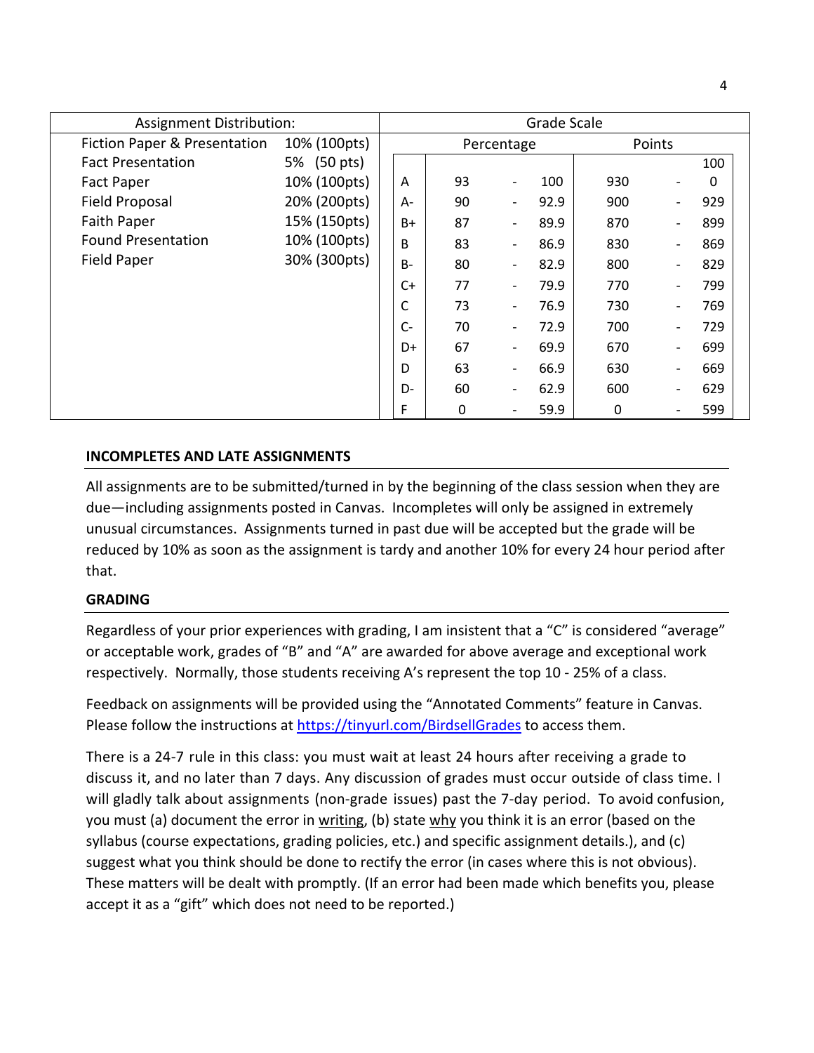| Assignment Distribution: | | Grade Scale | | | | | | |
|---|---|---|---|---|---|---|---|---|
| | | | Percentage | | | Points | | |
| Fiction Paper & Presentation | 10% (100pts) | | | | | | | 100 |
| Fact Presentation | 5% (50 pts) | A | 93 | - | 100 | 930 | - | 0 |
| Fact Paper | 10% (100pts) | A- | 90 | - | 92.9 | 900 | - | 929 |
| Field Proposal | 20% (200pts) | B+ | 87 | - | 89.9 | 870 | - | 899 |
| Faith Paper | 15% (150pts) | B | 83 | - | 86.9 | 830 | - | 869 |
| Found Presentation | 10% (100pts) | B- | 80 | - | 82.9 | 800 | - | 829 |
| Field Paper | 30% (300pts) | C+ | 77 | - | 79.9 | 770 | - | 799 |
| | | C | 73 | - | 76.9 | 730 | - | 769 |
| | | C- | 70 | - | 72.9 | 700 | - | 729 |
| | | D+ | 67 | - | 69.9 | 670 | - | 699 |
| | | D | 63 | - | 66.9 | 630 | - | 669 |
| | | D- | 60 | - | 62.9 | 600 | - | 629 |
| | | F | 0 | - | 59.9 | 0 | - | 599 |

**INCOMPLETES AND LATE ASSIGNMENTS**

All assignments are to be submitted/turned in by the beginning of the class session when they are due—including assignments posted in Canvas. Incompletes will only be assigned in extremely unusual circumstances. Assignments turned in past due will be accepted but the grade will be reduced by 10% as soon as the assignment is tardy and another 10% for every 24 hour period after that.

**GRADING**

Regardless of your prior experiences with grading, I am insistent that a "C" is considered "average" or acceptable work, grades of "B" and "A" are awarded for above average and exceptional work respectively. Normally, those students receiving A's represent the top 10 - 25% of a class.

Feedback on assignments will be provided using the "Annotated Comments" feature in Canvas. Please follow the instructions at [https://tinyurl.com/BirdsellGrades](https://tinyurl.com/BirdsellGrades) to access them.

There is a 24-7 rule in this class: you must wait at least 24 hours after receiving a grade to discuss it, and no later than 7 days. Any discussion of grades must occur outside of class time. I will gladly talk about assignments (non-grade issues) past the 7-day period. To avoid confusion, you must (a) document the error in writing, (b) state why you think it is an error (based on the syllabus (course expectations, grading policies, etc.) and specific assignment details.), and (c) suggest what you think should be done to rectify the error (in cases where this is not obvious). These matters will be dealt with promptly. (If an error had been made which benefits you, please accept it as a "gift" which does not need to be reported.)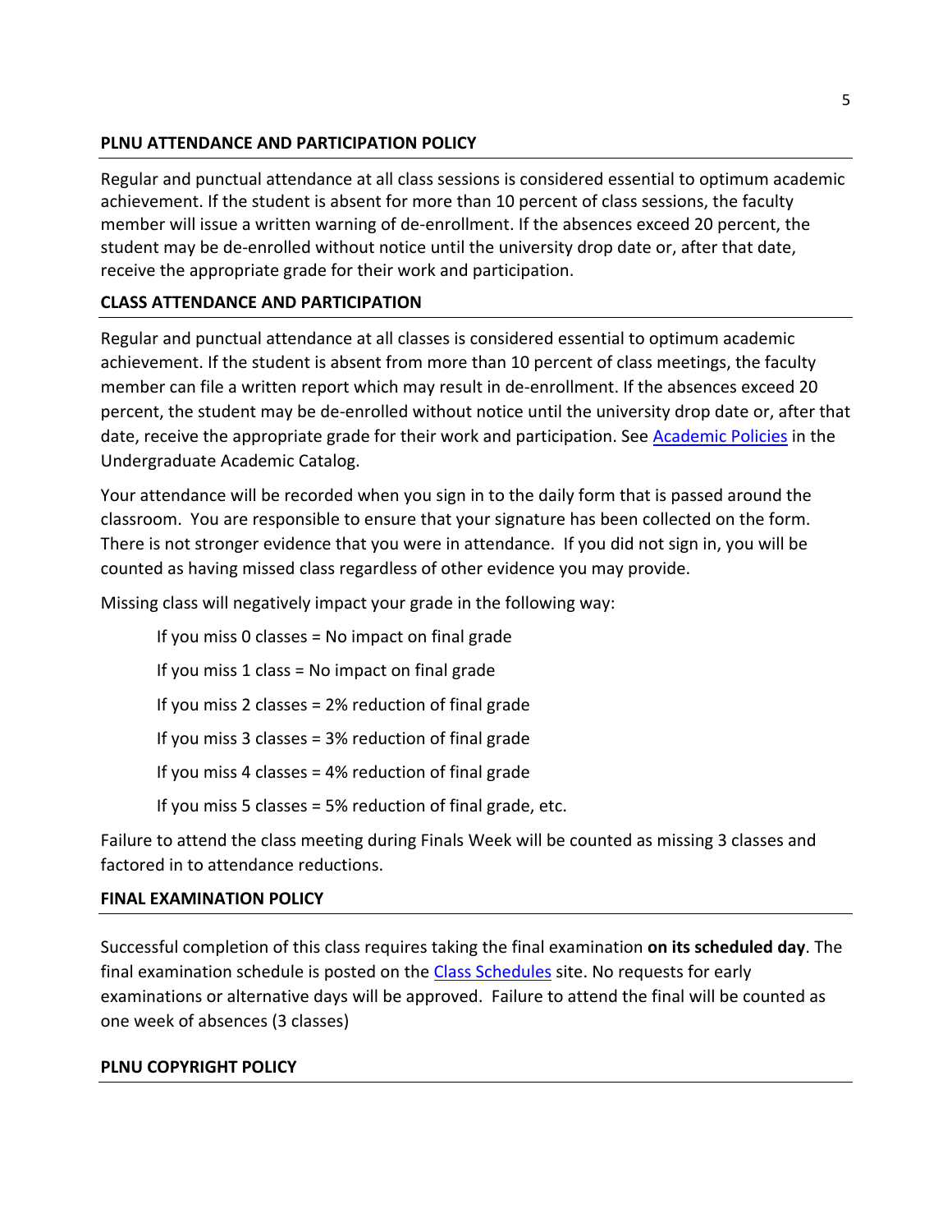## PLNU ATTENDANCE AND PARTICIPATION POLICY

Regular and punctual attendance at all class sessions is considered essential to optimum academic achievement. If the student is absent for more than 10 percent of class sessions, the faculty member will issue a written warning of de-enrollment. If the absences exceed 20 percent, the student may be de-enrolled without notice until the university drop date or, after that date, receive the appropriate grade for their work and participation.

## CLASS ATTENDANCE AND PARTICIPATION

Regular and punctual attendance at all classes is considered essential to optimum academic achievement. If the student is absent from more than 10 percent of class meetings, the faculty member can file a written report which may result in de-enrollment. If the absences exceed 20 percent, the student may be de-enrolled without notice until the university drop date or, after that date, receive the appropriate grade for their work and participation. See [Academic Policies] in the Undergraduate Academic Catalog.

Your attendance will be recorded when you sign in to the daily form that is passed around the classroom. You are responsible to ensure that your signature has been collected on the form. There is not stronger evidence that you were in attendance. If you did not sign in, you will be counted as having missed class regardless of other evidence you may provide.

Missing class will negatively impact your grade in the following way:

If you miss 0 classes = No impact on final grade

If you miss 1 class = No impact on final grade

If you miss 2 classes = 2% reduction of final grade

If you miss 3 classes = 3% reduction of final grade

If you miss 4 classes = 4% reduction of final grade

If you miss 5 classes = 5% reduction of final grade, etc.

Failure to attend the class meeting during Finals Week will be counted as missing 3 classes and factored in to attendance reductions.

## FINAL EXAMINATION POLICY

Successful completion of this class requires taking the final examination **on its scheduled day**. The final examination schedule is posted on the [Class Schedules] site. No requests for early examinations or alternative days will be approved. Failure to attend the final will be counted as one week of absences (3 classes)

## PLNU COPYRIGHT POLICY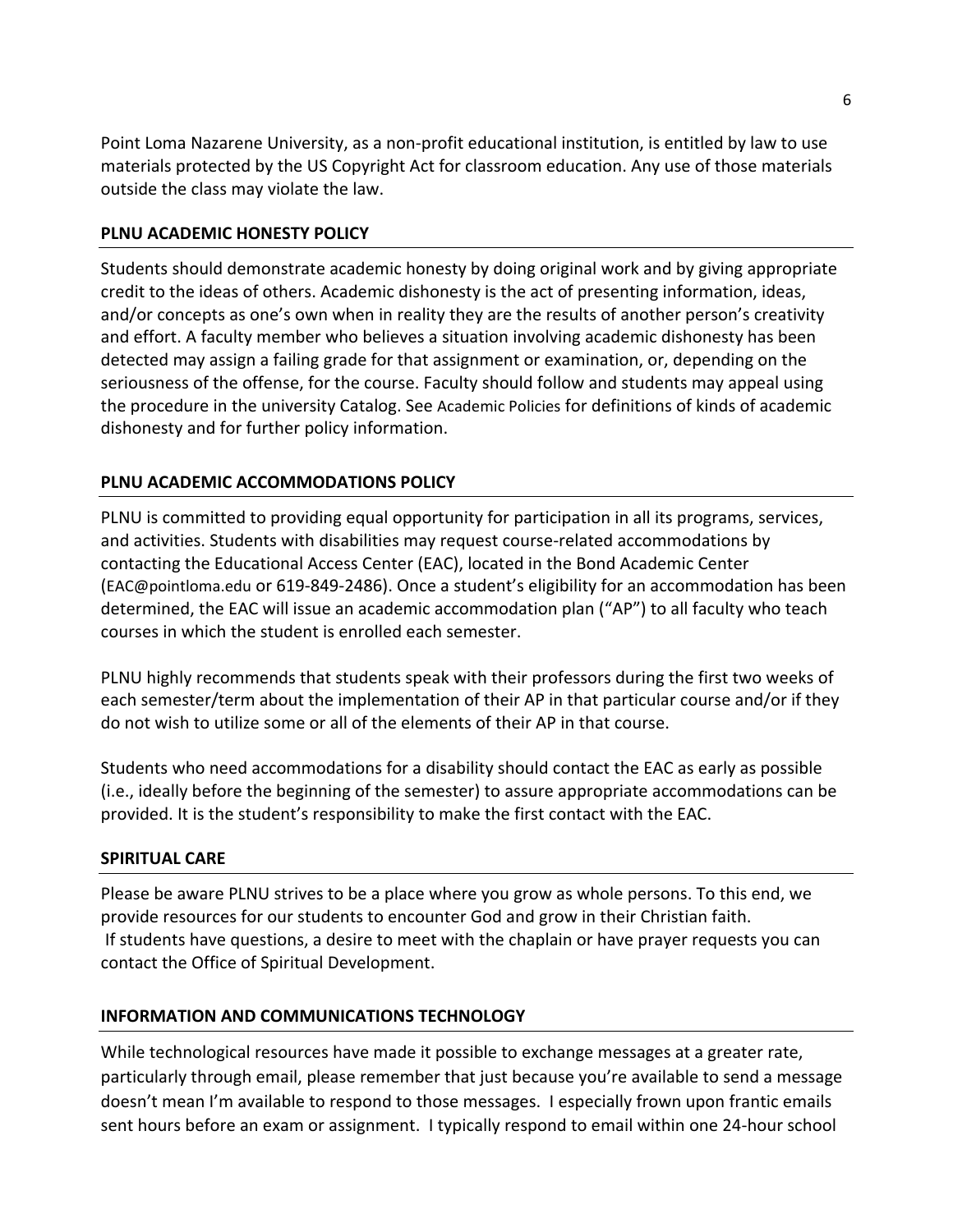Point Loma Nazarene University, as a non-profit educational institution, is entitled by law to use materials protected by the US Copyright Act for classroom education. Any use of those materials outside the class may violate the law.

## PLNU ACADEMIC HONESTY POLICY

Students should demonstrate academic honesty by doing original work and by giving appropriate credit to the ideas of others. Academic dishonesty is the act of presenting information, ideas, and/or concepts as one's own when in reality they are the results of another person's creativity and effort. A faculty member who believes a situation involving academic dishonesty has been detected may assign a failing grade for that assignment or examination, or, depending on the seriousness of the offense, for the course. Faculty should follow and students may appeal using the procedure in the university Catalog. See Academic Policies for definitions of kinds of academic dishonesty and for further policy information.

## PLNU ACADEMIC ACCOMMODATIONS POLICY

PLNU is committed to providing equal opportunity for participation in all its programs, services, and activities. Students with disabilities may request course-related accommodations by contacting the Educational Access Center (EAC), located in the Bond Academic Center (EAC@pointloma.edu or 619-849-2486). Once a student's eligibility for an accommodation has been determined, the EAC will issue an academic accommodation plan ("AP") to all faculty who teach courses in which the student is enrolled each semester.

PLNU highly recommends that students speak with their professors during the first two weeks of each semester/term about the implementation of their AP in that particular course and/or if they do not wish to utilize some or all of the elements of their AP in that course.

Students who need accommodations for a disability should contact the EAC as early as possible (i.e., ideally before the beginning of the semester) to assure appropriate accommodations can be provided. It is the student's responsibility to make the first contact with the EAC.

## SPIRITUAL CARE

Please be aware PLNU strives to be a place where you grow as whole persons. To this end, we provide resources for our students to encounter God and grow in their Christian faith.
If students have questions, a desire to meet with the chaplain or have prayer requests you can contact the Office of Spiritual Development.

## INFORMATION AND COMMUNICATIONS TECHNOLOGY

While technological resources have made it possible to exchange messages at a greater rate, particularly through email, please remember that just because you're available to send a message doesn't mean I'm available to respond to those messages. I especially frown upon frantic emails sent hours before an exam or assignment. I typically respond to email within one 24-hour school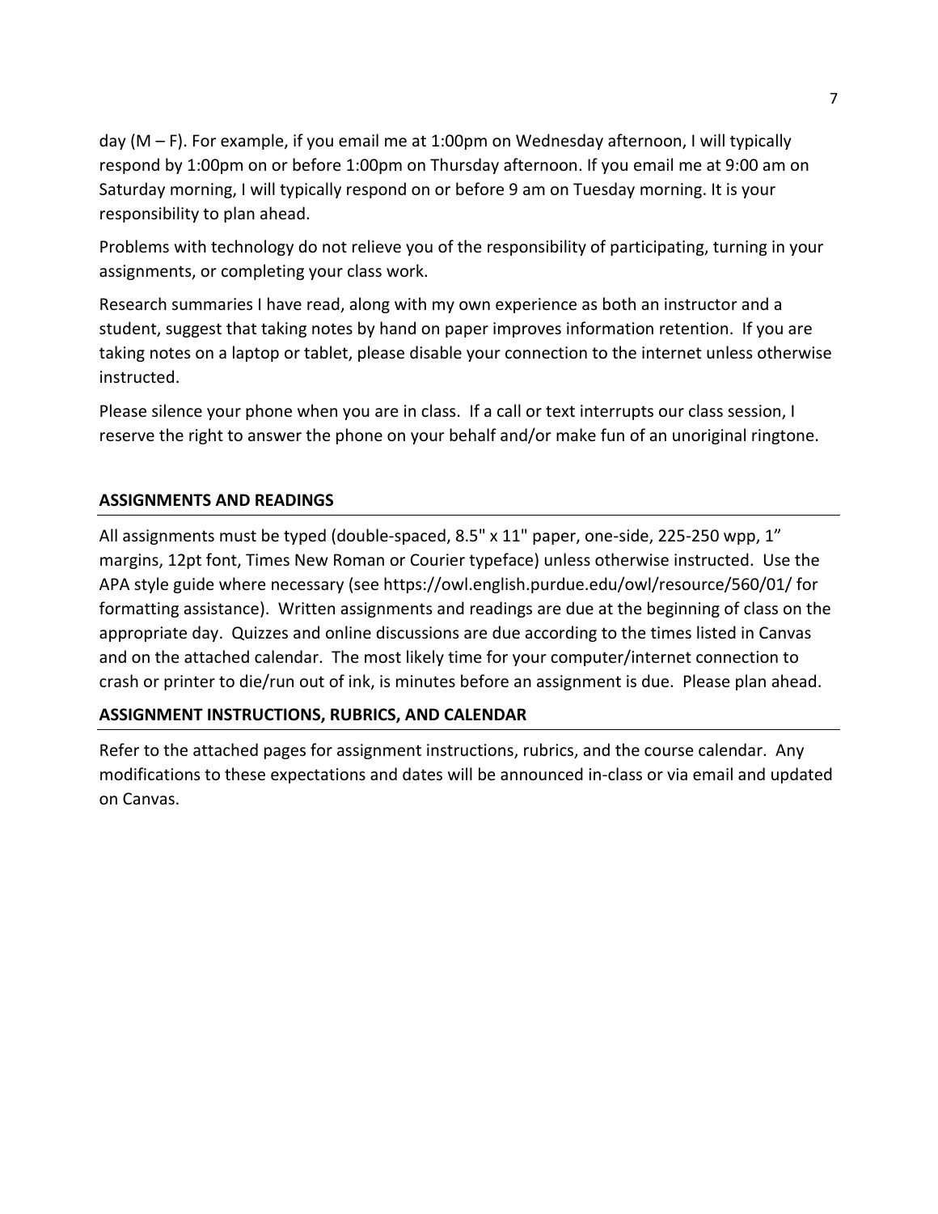day (M – F). For example, if you email me at 1:00pm on Wednesday afternoon, I will typically respond by 1:00pm on or before 1:00pm on Thursday afternoon. If you email me at 9:00 am on Saturday morning, I will typically respond on or before 9 am on Tuesday morning. It is your responsibility to plan ahead.

Problems with technology do not relieve you of the responsibility of participating, turning in your assignments, or completing your class work.

Research summaries I have read, along with my own experience as both an instructor and a student, suggest that taking notes by hand on paper improves information retention. If you are taking notes on a laptop or tablet, please disable your connection to the internet unless otherwise instructed.

Please silence your phone when you are in class. If a call or text interrupts our class session, I reserve the right to answer the phone on your behalf and/or make fun of an unoriginal ringtone.

## ASSIGNMENTS AND READINGS

All assignments must be typed (double-spaced, 8.5" x 11" paper, one-side, 225-250 wpp, 1" margins, 12pt font, Times New Roman or Courier typeface) unless otherwise instructed. Use the APA style guide where necessary (see https://owl.english.purdue.edu/owl/resource/560/01/ for formatting assistance). Written assignments and readings are due at the beginning of class on the appropriate day. Quizzes and online discussions are due according to the times listed in Canvas and on the attached calendar. The most likely time for your computer/internet connection to crash or printer to die/run out of ink, is minutes before an assignment is due. Please plan ahead.

## ASSIGNMENT INSTRUCTIONS, RUBRICS, AND CALENDAR

Refer to the attached pages for assignment instructions, rubrics, and the course calendar. Any modifications to these expectations and dates will be announced in-class or via email and updated on Canvas.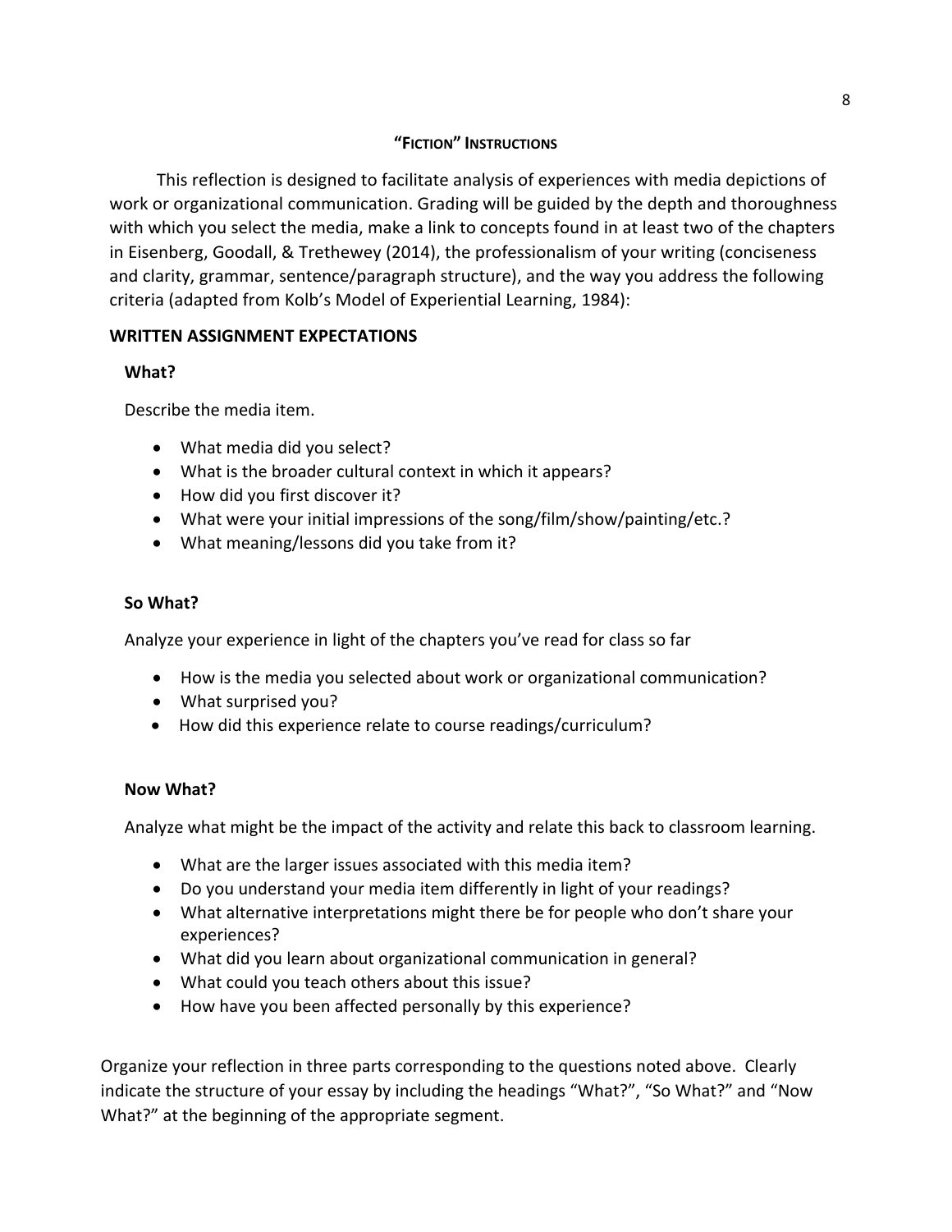## "FICTION" INSTRUCTIONS

This reflection is designed to facilitate analysis of experiences with media depictions of work or organizational communication. Grading will be guided by the depth and thoroughness with which you select the media, make a link to concepts found in at least two of the chapters in Eisenberg, Goodall, & Trethewey (2014), the professionalism of your writing (conciseness and clarity, grammar, sentence/paragraph structure), and the way you address the following criteria (adapted from Kolb's Model of Experiential Learning, 1984):

### WRITTEN ASSIGNMENT EXPECTATIONS

**What?**

Describe the media item.

- What media did you select?
- What is the broader cultural context in which it appears?
- How did you first discover it?
- What were your initial impressions of the song/film/show/painting/etc.?
- What meaning/lessons did you take from it?

**So What?**

Analyze your experience in light of the chapters you've read for class so far

- How is the media you selected about work or organizational communication?
- What surprised you?
- How did this experience relate to course readings/curriculum?

**Now What?**

Analyze what might be the impact of the activity and relate this back to classroom learning.

- What are the larger issues associated with this media item?
- Do you understand your media item differently in light of your readings?
- What alternative interpretations might there be for people who don't share your experiences?
- What did you learn about organizational communication in general?
- What could you teach others about this issue?
- How have you been affected personally by this experience?

Organize your reflection in three parts corresponding to the questions noted above. Clearly indicate the structure of your essay by including the headings "What?", "So What?" and "Now What?" at the beginning of the appropriate segment.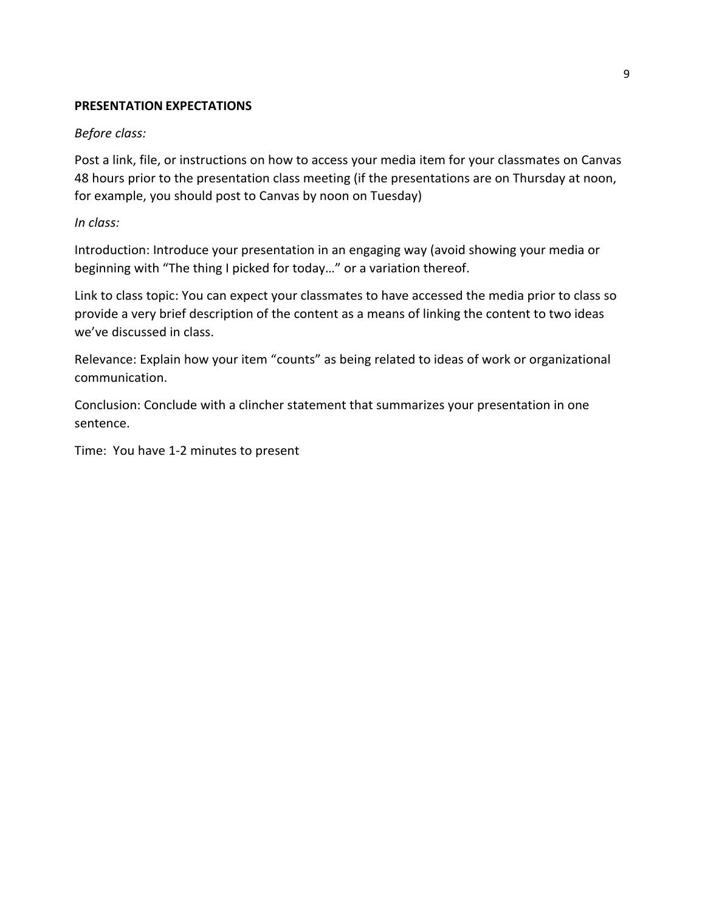**PRESENTATION EXPECTATIONS**

*Before class:*

Post a link, file, or instructions on how to access your media item for your classmates on Canvas 48 hours prior to the presentation class meeting (if the presentations are on Thursday at noon, for example, you should post to Canvas by noon on Tuesday)

*In class:*

Introduction: Introduce your presentation in an engaging way (avoid showing your media or beginning with "The thing I picked for today…" or a variation thereof.

Link to class topic: You can expect your classmates to have accessed the media prior to class so provide a very brief description of the content as a means of linking the content to two ideas we've discussed in class.

Relevance: Explain how your item "counts" as being related to ideas of work or organizational communication.

Conclusion: Conclude with a clincher statement that summarizes your presentation in one sentence.

Time: You have 1-2 minutes to present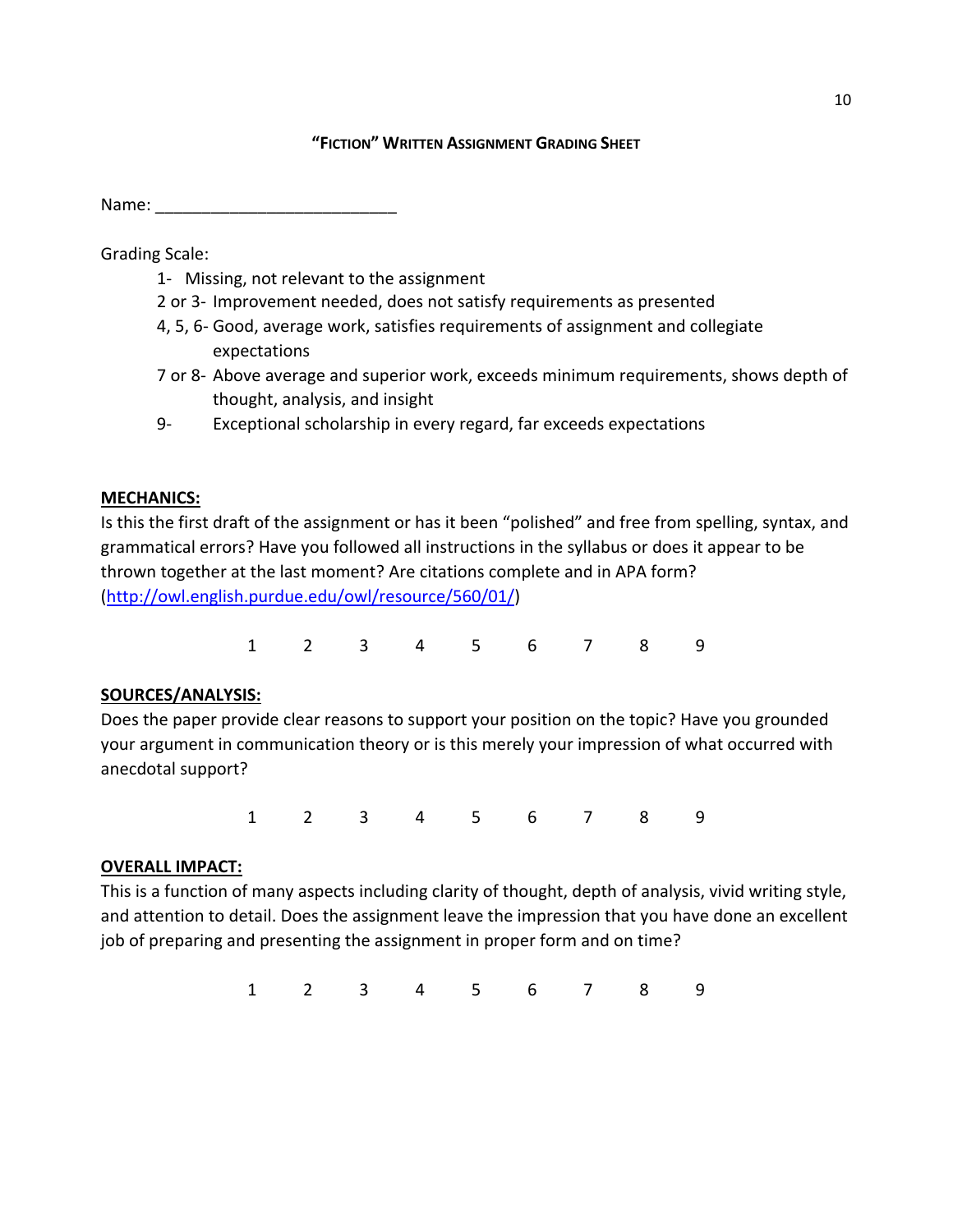## "Fiction" Written Assignment Grading Sheet

Name: __________________________

Grading Scale:

- 1- Missing, not relevant to the assignment
- 2 or 3- Improvement needed, does not satisfy requirements as presented
- 4, 5, 6- Good, average work, satisfies requirements of assignment and collegiate expectations
- 7 or 8- Above average and superior work, exceeds minimum requirements, shows depth of thought, analysis, and insight
- 9- Exceptional scholarship in every regard, far exceeds expectations

**MECHANICS:**

Is this the first draft of the assignment or has it been "polished" and free from spelling, syntax, and grammatical errors? Have you followed all instructions in the syllabus or does it appear to be thrown together at the last moment? Are citations complete and in APA form? (http://owl.english.purdue.edu/owl/resource/560/01/)

1 2 3 4 5 6 7 8 9

**SOURCES/ANALYSIS:**

Does the paper provide clear reasons to support your position on the topic? Have you grounded your argument in communication theory or is this merely your impression of what occurred with anecdotal support?

1 2 3 4 5 6 7 8 9

**OVERALL IMPACT:**

This is a function of many aspects including clarity of thought, depth of analysis, vivid writing style, and attention to detail. Does the assignment leave the impression that you have done an excellent job of preparing and presenting the assignment in proper form and on time?

1 2 3 4 5 6 7 8 9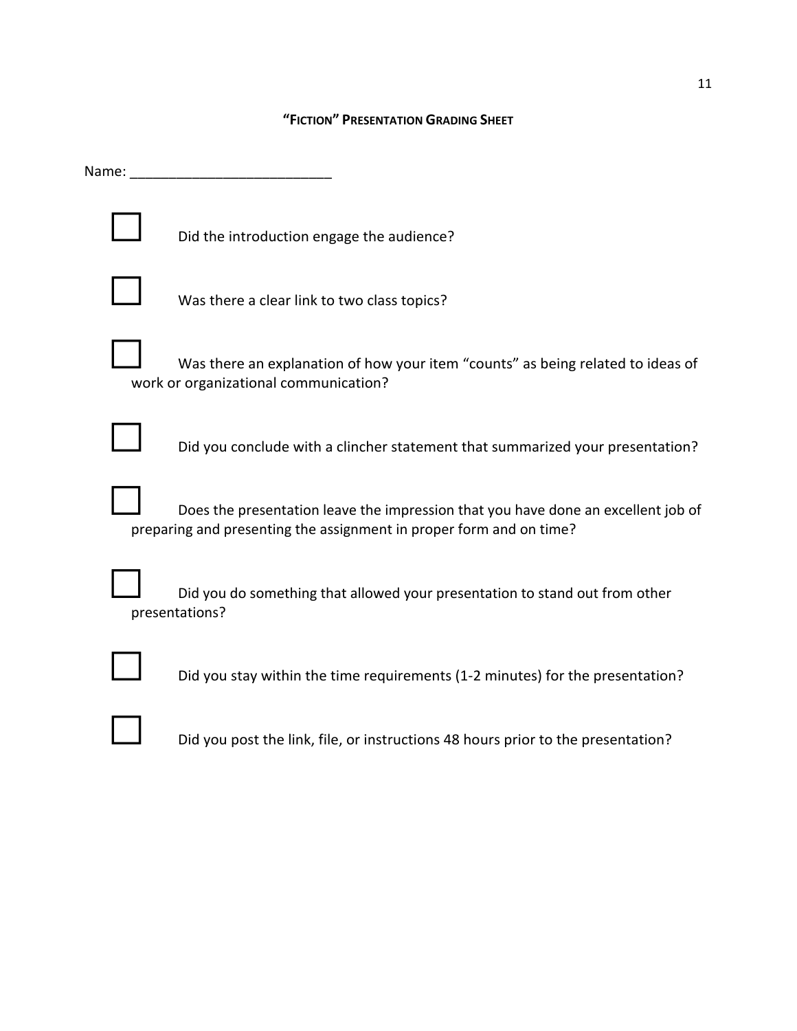## "Fiction" Presentation Grading Sheet

Name: ___________________________

- [ ] Did the introduction engage the audience?

- [ ] Was there a clear link to two class topics?

- [ ] Was there an explanation of how your item "counts" as being related to ideas of work or organizational communication?

- [ ] Did you conclude with a clincher statement that summarized your presentation?

- [ ] Does the presentation leave the impression that you have done an excellent job of preparing and presenting the assignment in proper form and on time?

- [ ] Did you do something that allowed your presentation to stand out from other presentations?

- [ ] Did you stay within the time requirements (1-2 minutes) for the presentation?

- [ ] Did you post the link, file, or instructions 48 hours prior to the presentation?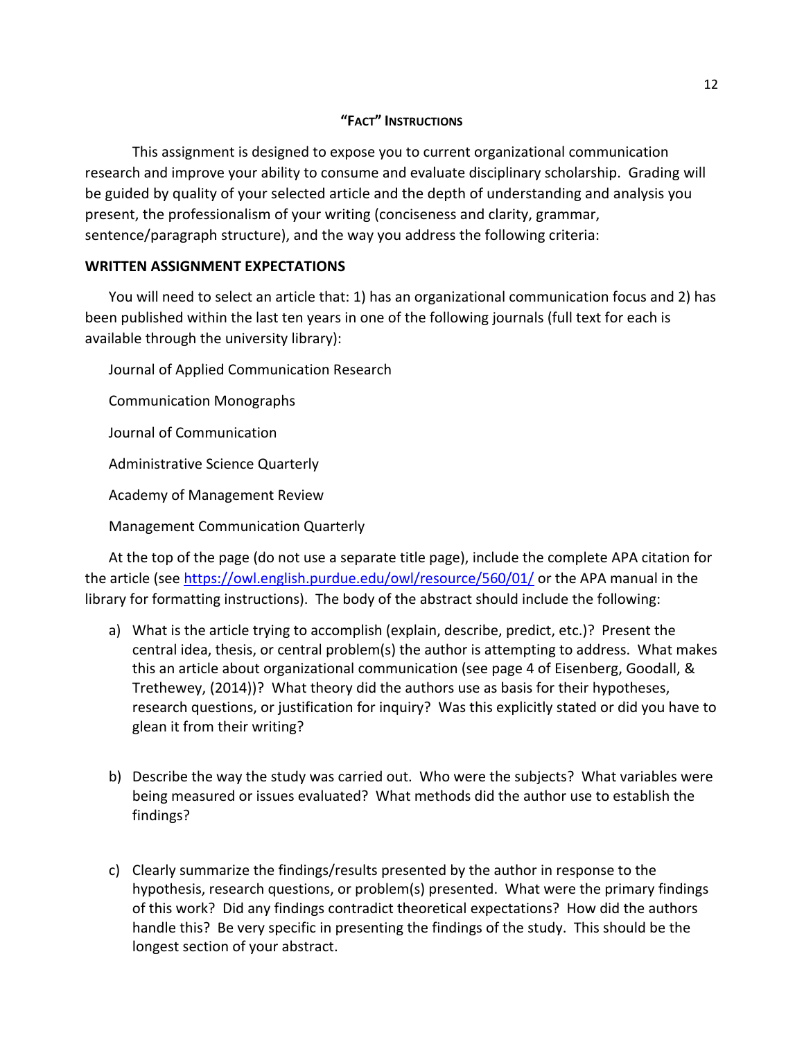## "FACT" INSTRUCTIONS

This assignment is designed to expose you to current organizational communication research and improve your ability to consume and evaluate disciplinary scholarship. Grading will be guided by quality of your selected article and the depth of understanding and analysis you present, the professionalism of your writing (conciseness and clarity, grammar, sentence/paragraph structure), and the way you address the following criteria:

### WRITTEN ASSIGNMENT EXPECTATIONS

You will need to select an article that: 1) has an organizational communication focus and 2) has been published within the last ten years in one of the following journals (full text for each is available through the university library):

Journal of Applied Communication Research

Communication Monographs

Journal of Communication

Administrative Science Quarterly

Academy of Management Review

Management Communication Quarterly

At the top of the page (do not use a separate title page), include the complete APA citation for the article (see https://owl.english.purdue.edu/owl/resource/560/01/ or the APA manual in the library for formatting instructions). The body of the abstract should include the following:

a) What is the article trying to accomplish (explain, describe, predict, etc.)? Present the central idea, thesis, or central problem(s) the author is attempting to address. What makes this an article about organizational communication (see page 4 of Eisenberg, Goodall, & Trethewey, (2014))? What theory did the authors use as basis for their hypotheses, research questions, or justification for inquiry? Was this explicitly stated or did you have to glean it from their writing?

b) Describe the way the study was carried out. Who were the subjects? What variables were being measured or issues evaluated? What methods did the author use to establish the findings?

c) Clearly summarize the findings/results presented by the author in response to the hypothesis, research questions, or problem(s) presented. What were the primary findings of this work? Did any findings contradict theoretical expectations? How did the authors handle this? Be very specific in presenting the findings of the study. This should be the longest section of your abstract.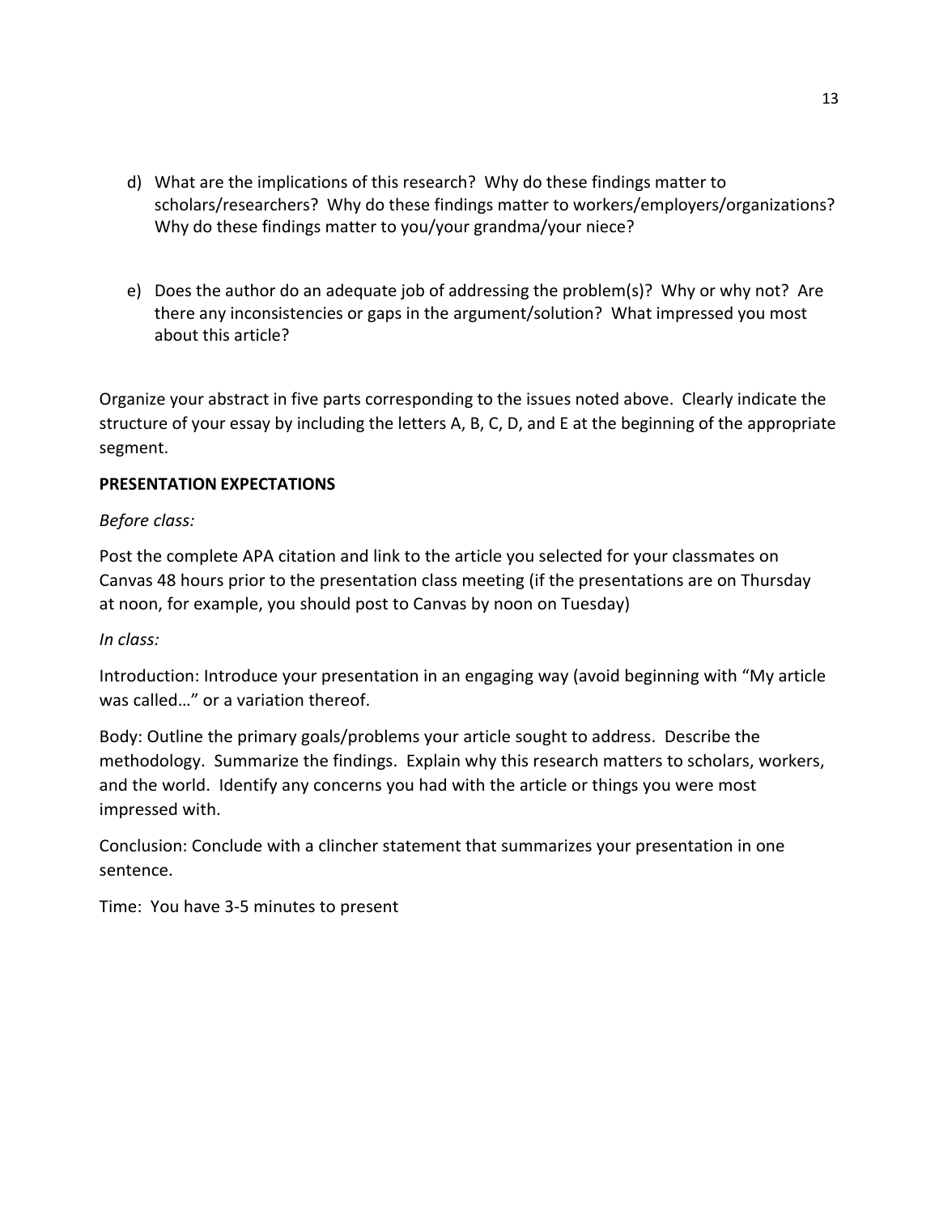d) What are the implications of this research? Why do these findings matter to scholars/researchers? Why do these findings matter to workers/employers/organizations? Why do these findings matter to you/your grandma/your niece?

e) Does the author do an adequate job of addressing the problem(s)? Why or why not? Are there any inconsistencies or gaps in the argument/solution? What impressed you most about this article?

Organize your abstract in five parts corresponding to the issues noted above. Clearly indicate the structure of your essay by including the letters A, B, C, D, and E at the beginning of the appropriate segment.

**PRESENTATION EXPECTATIONS**

*Before class:*

Post the complete APA citation and link to the article you selected for your classmates on Canvas 48 hours prior to the presentation class meeting (if the presentations are on Thursday at noon, for example, you should post to Canvas by noon on Tuesday)

*In class:*

Introduction: Introduce your presentation in an engaging way (avoid beginning with "My article was called…" or a variation thereof.

Body: Outline the primary goals/problems your article sought to address. Describe the methodology. Summarize the findings. Explain why this research matters to scholars, workers, and the world. Identify any concerns you had with the article or things you were most impressed with.

Conclusion: Conclude with a clincher statement that summarizes your presentation in one sentence.

Time: You have 3-5 minutes to present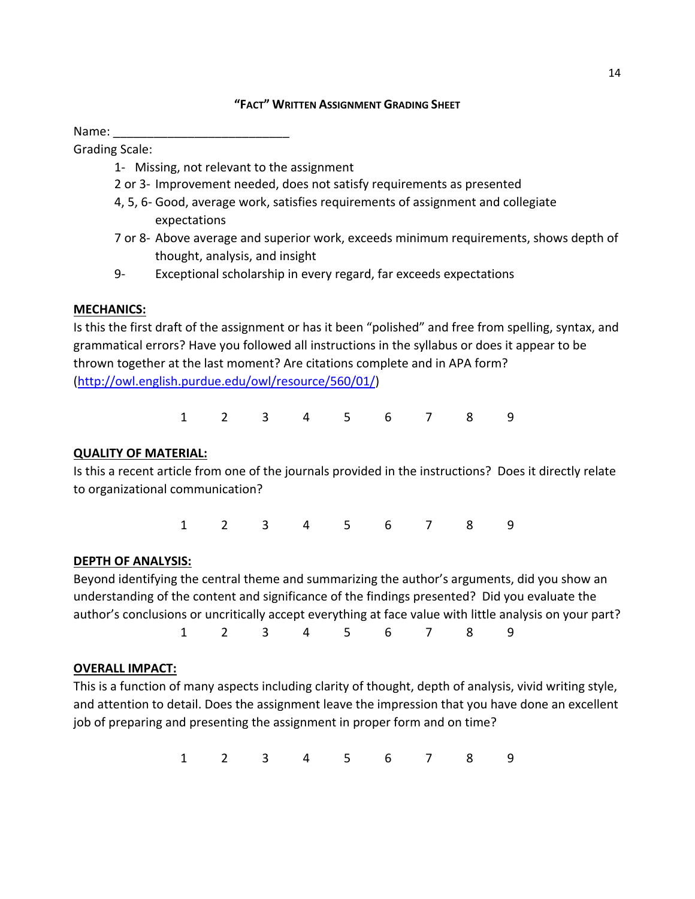## "FACT" WRITTEN ASSIGNMENT GRADING SHEET

Name: __________________________

Grading Scale:

- 1- Missing, not relevant to the assignment
- 2 or 3- Improvement needed, does not satisfy requirements as presented
- 4, 5, 6- Good, average work, satisfies requirements of assignment and collegiate expectations
- 7 or 8- Above average and superior work, exceeds minimum requirements, shows depth of thought, analysis, and insight
- 9- Exceptional scholarship in every regard, far exceeds expectations

**MECHANICS:**

Is this the first draft of the assignment or has it been "polished" and free from spelling, syntax, and grammatical errors? Have you followed all instructions in the syllabus or does it appear to be thrown together at the last moment? Are citations complete and in APA form? (http://owl.english.purdue.edu/owl/resource/560/01/)

1 2 3 4 5 6 7 8 9

**QUALITY OF MATERIAL:**

Is this a recent article from one of the journals provided in the instructions? Does it directly relate to organizational communication?

1 2 3 4 5 6 7 8 9

**DEPTH OF ANALYSIS:**

Beyond identifying the central theme and summarizing the author's arguments, did you show an understanding of the content and significance of the findings presented? Did you evaluate the author's conclusions or uncritically accept everything at face value with little analysis on your part?

1 2 3 4 5 6 7 8 9

**OVERALL IMPACT:**

This is a function of many aspects including clarity of thought, depth of analysis, vivid writing style, and attention to detail. Does the assignment leave the impression that you have done an excellent job of preparing and presenting the assignment in proper form and on time?

1 2 3 4 5 6 7 8 9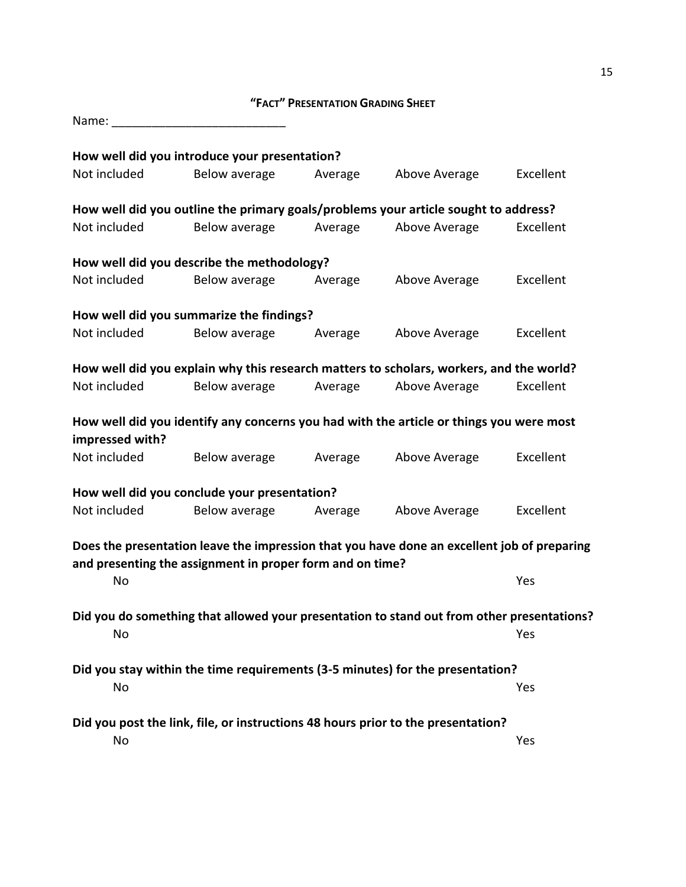## "FACT" PRESENTATION GRADING SHEET

Name: __________________________

**How well did you introduce your presentation?**

Not included    Below average    Average    Above Average    Excellent

**How well did you outline the primary goals/problems your article sought to address?**

Not included    Below average    Average    Above Average    Excellent

**How well did you describe the methodology?**

Not included    Below average    Average    Above Average    Excellent

**How well did you summarize the findings?**

Not included    Below average    Average    Above Average    Excellent

**How well did you explain why this research matters to scholars, workers, and the world?**

Not included    Below average    Average    Above Average    Excellent

**How well did you identify any concerns you had with the article or things you were most impressed with?**

Not included    Below average    Average    Above Average    Excellent

**How well did you conclude your presentation?**

Not included    Below average    Average    Above Average    Excellent

**Does the presentation leave the impression that you have done an excellent job of preparing and presenting the assignment in proper form and on time?**

No    Yes

**Did you do something that allowed your presentation to stand out from other presentations?**

No    Yes

**Did you stay within the time requirements (3-5 minutes) for the presentation?**

No    Yes

**Did you post the link, file, or instructions 48 hours prior to the presentation?**

No    Yes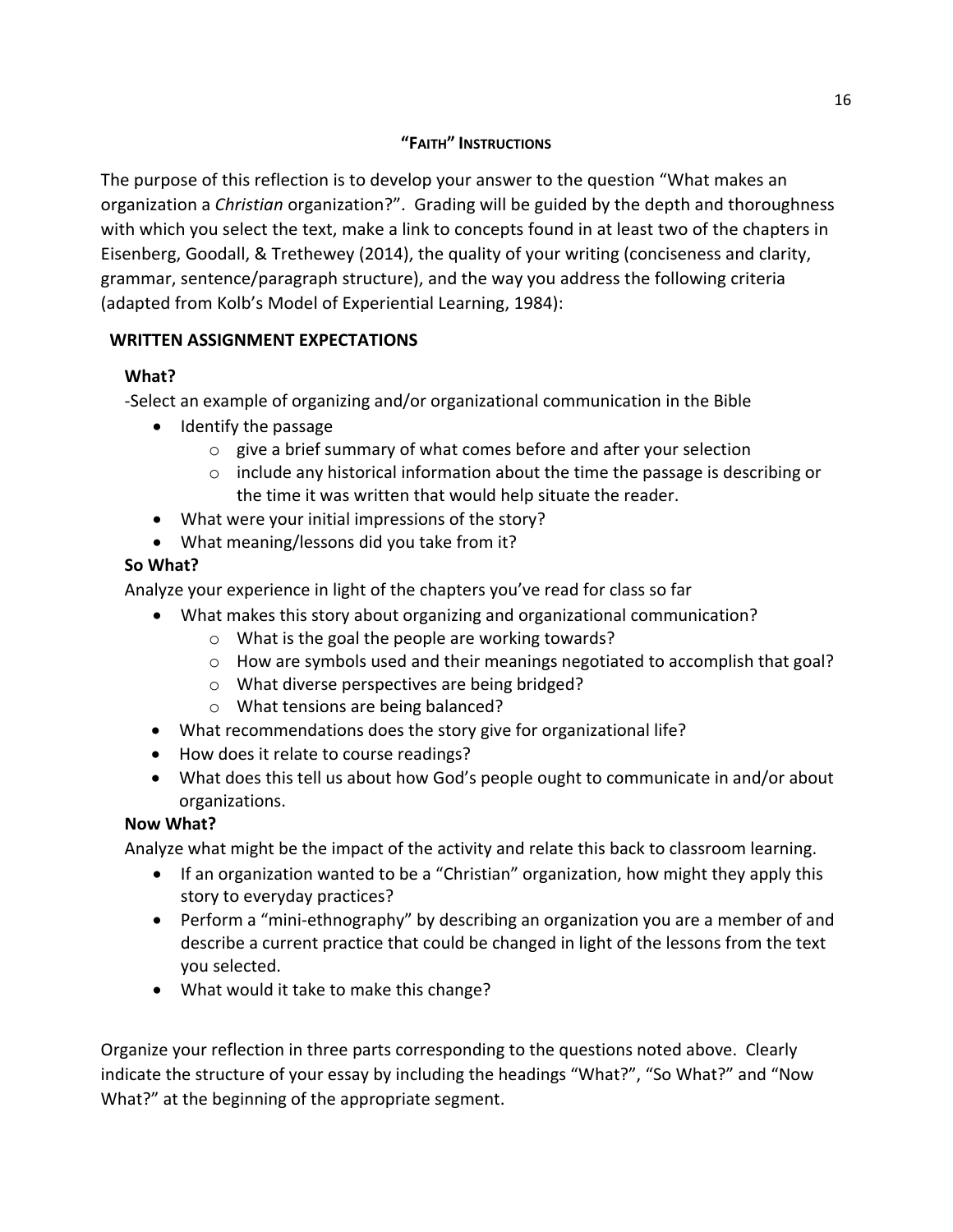## "FAITH" INSTRUCTIONS

The purpose of this reflection is to develop your answer to the question "What makes an organization a *Christian* organization?". Grading will be guided by the depth and thoroughness with which you select the text, make a link to concepts found in at least two of the chapters in Eisenberg, Goodall, & Trethewey (2014), the quality of your writing (conciseness and clarity, grammar, sentence/paragraph structure), and the way you address the following criteria (adapted from Kolb's Model of Experiential Learning, 1984):

### WRITTEN ASSIGNMENT EXPECTATIONS

**What?**

-Select an example of organizing and/or organizational communication in the Bible

- Identify the passage
  - give a brief summary of what comes before and after your selection
  - include any historical information about the time the passage is describing or the time it was written that would help situate the reader.
- What were your initial impressions of the story?
- What meaning/lessons did you take from it?

**So What?**

Analyze your experience in light of the chapters you've read for class so far

- What makes this story about organizing and organizational communication?
  - What is the goal the people are working towards?
  - How are symbols used and their meanings negotiated to accomplish that goal?
  - What diverse perspectives are being bridged?
  - What tensions are being balanced?
- What recommendations does the story give for organizational life?
- How does it relate to course readings?
- What does this tell us about how God's people ought to communicate in and/or about organizations.

**Now What?**

Analyze what might be the impact of the activity and relate this back to classroom learning.

- If an organization wanted to be a "Christian" organization, how might they apply this story to everyday practices?
- Perform a "mini-ethnography" by describing an organization you are a member of and describe a current practice that could be changed in light of the lessons from the text you selected.
- What would it take to make this change?

Organize your reflection in three parts corresponding to the questions noted above. Clearly indicate the structure of your essay by including the headings "What?", "So What?" and "Now What?" at the beginning of the appropriate segment.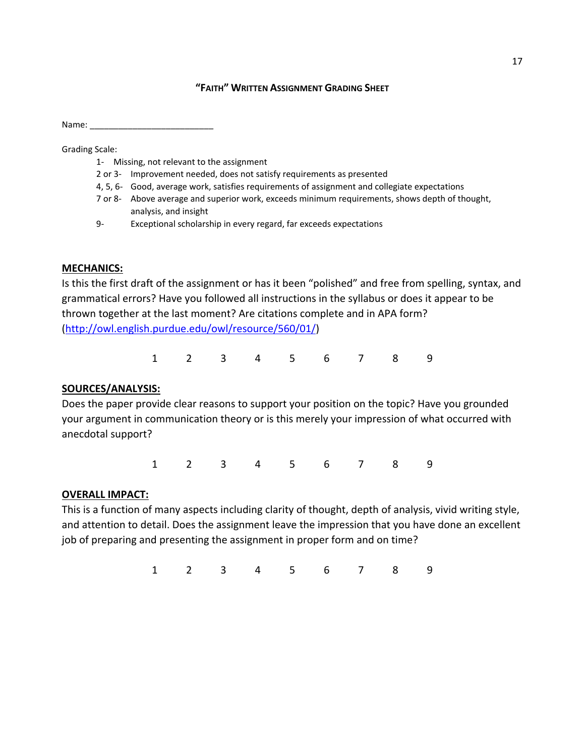## "FAITH" WRITTEN ASSIGNMENT GRADING SHEET

Name: ___________________________

Grading Scale:

- 1- Missing, not relevant to the assignment
- 2 or 3- Improvement needed, does not satisfy requirements as presented
- 4, 5, 6- Good, average work, satisfies requirements of assignment and collegiate expectations
- 7 or 8- Above average and superior work, exceeds minimum requirements, shows depth of thought, analysis, and insight
- 9- Exceptional scholarship in every regard, far exceeds expectations

**MECHANICS:**

Is this the first draft of the assignment or has it been "polished" and free from spelling, syntax, and grammatical errors? Have you followed all instructions in the syllabus or does it appear to be thrown together at the last moment? Are citations complete and in APA form? (http://owl.english.purdue.edu/owl/resource/560/01/)

1 2 3 4 5 6 7 8 9

**SOURCES/ANALYSIS:**

Does the paper provide clear reasons to support your position on the topic? Have you grounded your argument in communication theory or is this merely your impression of what occurred with anecdotal support?

1 2 3 4 5 6 7 8 9

**OVERALL IMPACT:**

This is a function of many aspects including clarity of thought, depth of analysis, vivid writing style, and attention to detail. Does the assignment leave the impression that you have done an excellent job of preparing and presenting the assignment in proper form and on time?

1 2 3 4 5 6 7 8 9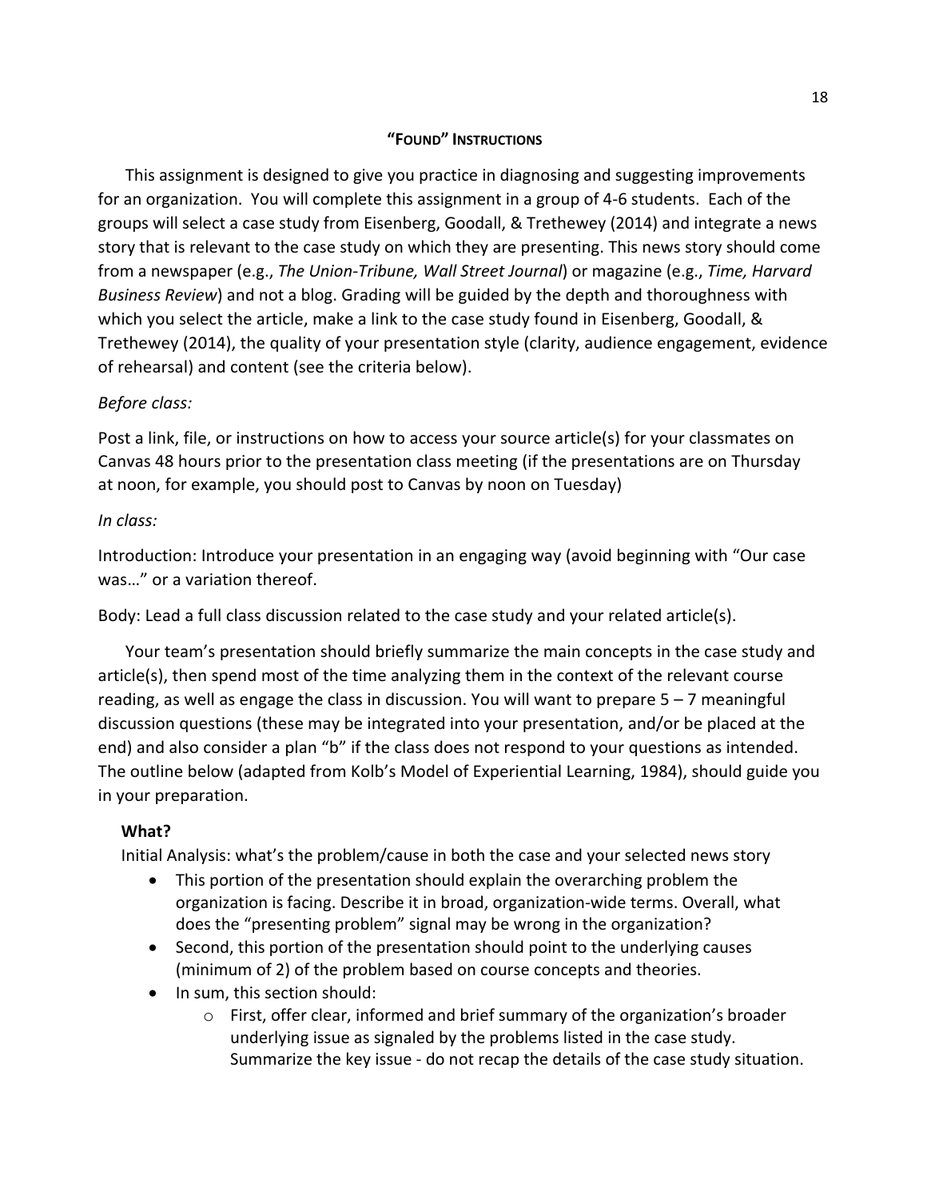## "FOUND" INSTRUCTIONS

This assignment is designed to give you practice in diagnosing and suggesting improvements for an organization. You will complete this assignment in a group of 4-6 students. Each of the groups will select a case study from Eisenberg, Goodall, & Trethewey (2014) and integrate a news story that is relevant to the case study on which they are presenting. This news story should come from a newspaper (e.g., *The Union-Tribune, Wall Street Journal*) or magazine (e.g., *Time, Harvard Business Review*) and not a blog. Grading will be guided by the depth and thoroughness with which you select the article, make a link to the case study found in Eisenberg, Goodall, & Trethewey (2014), the quality of your presentation style (clarity, audience engagement, evidence of rehearsal) and content (see the criteria below).

*Before class:*

Post a link, file, or instructions on how to access your source article(s) for your classmates on Canvas 48 hours prior to the presentation class meeting (if the presentations are on Thursday at noon, for example, you should post to Canvas by noon on Tuesday)

*In class:*

Introduction: Introduce your presentation in an engaging way (avoid beginning with "Our case was…" or a variation thereof.

Body: Lead a full class discussion related to the case study and your related article(s).

Your team's presentation should briefly summarize the main concepts in the case study and article(s), then spend most of the time analyzing them in the context of the relevant course reading, as well as engage the class in discussion. You will want to prepare 5 – 7 meaningful discussion questions (these may be integrated into your presentation, and/or be placed at the end) and also consider a plan "b" if the class does not respond to your questions as intended. The outline below (adapted from Kolb's Model of Experiential Learning, 1984), should guide you in your preparation.

**What?**

Initial Analysis: what's the problem/cause in both the case and your selected news story

- This portion of the presentation should explain the overarching problem the organization is facing. Describe it in broad, organization-wide terms. Overall, what does the "presenting problem" signal may be wrong in the organization?
- Second, this portion of the presentation should point to the underlying causes (minimum of 2) of the problem based on course concepts and theories.
- In sum, this section should:
  - First, offer clear, informed and brief summary of the organization's broader underlying issue as signaled by the problems listed in the case study. Summarize the key issue - do not recap the details of the case study situation.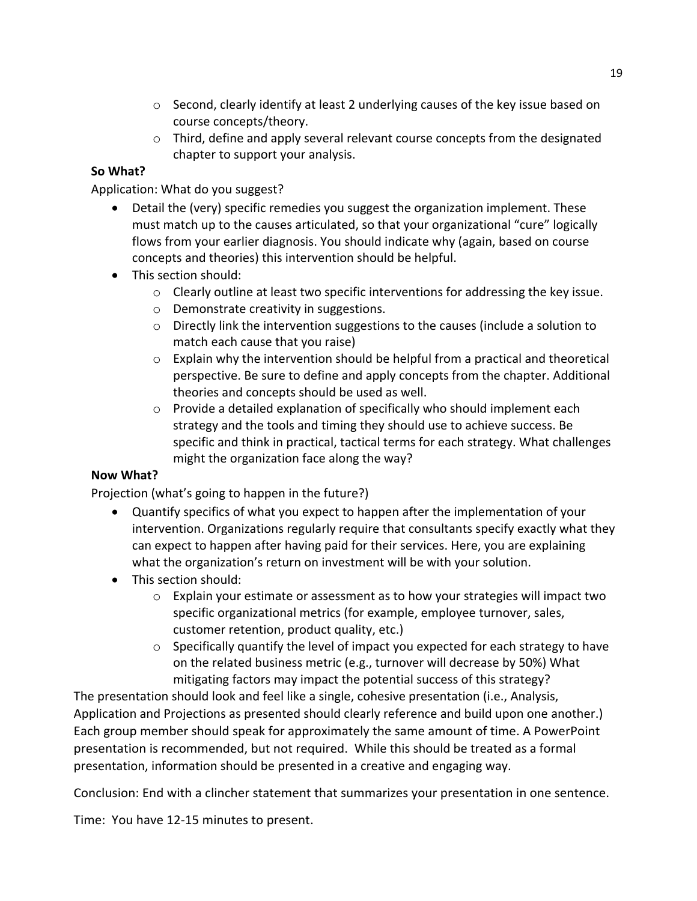- Second, clearly identify at least 2 underlying causes of the key issue based on course concepts/theory.
    - Third, define and apply several relevant course concepts from the designated chapter to support your analysis.

**So What?**

Application: What do you suggest?

- Detail the (very) specific remedies you suggest the organization implement. These must match up to the causes articulated, so that your organizational "cure" logically flows from your earlier diagnosis. You should indicate why (again, based on course concepts and theories) this intervention should be helpful.
- This section should:
    - Clearly outline at least two specific interventions for addressing the key issue.
    - Demonstrate creativity in suggestions.
    - Directly link the intervention suggestions to the causes (include a solution to match each cause that you raise)
    - Explain why the intervention should be helpful from a practical and theoretical perspective. Be sure to define and apply concepts from the chapter. Additional theories and concepts should be used as well.
    - Provide a detailed explanation of specifically who should implement each strategy and the tools and timing they should use to achieve success. Be specific and think in practical, tactical terms for each strategy. What challenges might the organization face along the way?

**Now What?**

Projection (what's going to happen in the future?)

- Quantify specifics of what you expect to happen after the implementation of your intervention. Organizations regularly require that consultants specify exactly what they can expect to happen after having paid for their services. Here, you are explaining what the organization's return on investment will be with your solution.
- This section should:
    - Explain your estimate or assessment as to how your strategies will impact two specific organizational metrics (for example, employee turnover, sales, customer retention, product quality, etc.)
    - Specifically quantify the level of impact you expected for each strategy to have on the related business metric (e.g., turnover will decrease by 50%) What mitigating factors may impact the potential success of this strategy?

The presentation should look and feel like a single, cohesive presentation (i.e., Analysis, Application and Projections as presented should clearly reference and build upon one another.) Each group member should speak for approximately the same amount of time. A PowerPoint presentation is recommended, but not required. While this should be treated as a formal presentation, information should be presented in a creative and engaging way.

Conclusion: End with a clincher statement that summarizes your presentation in one sentence.

Time: You have 12-15 minutes to present.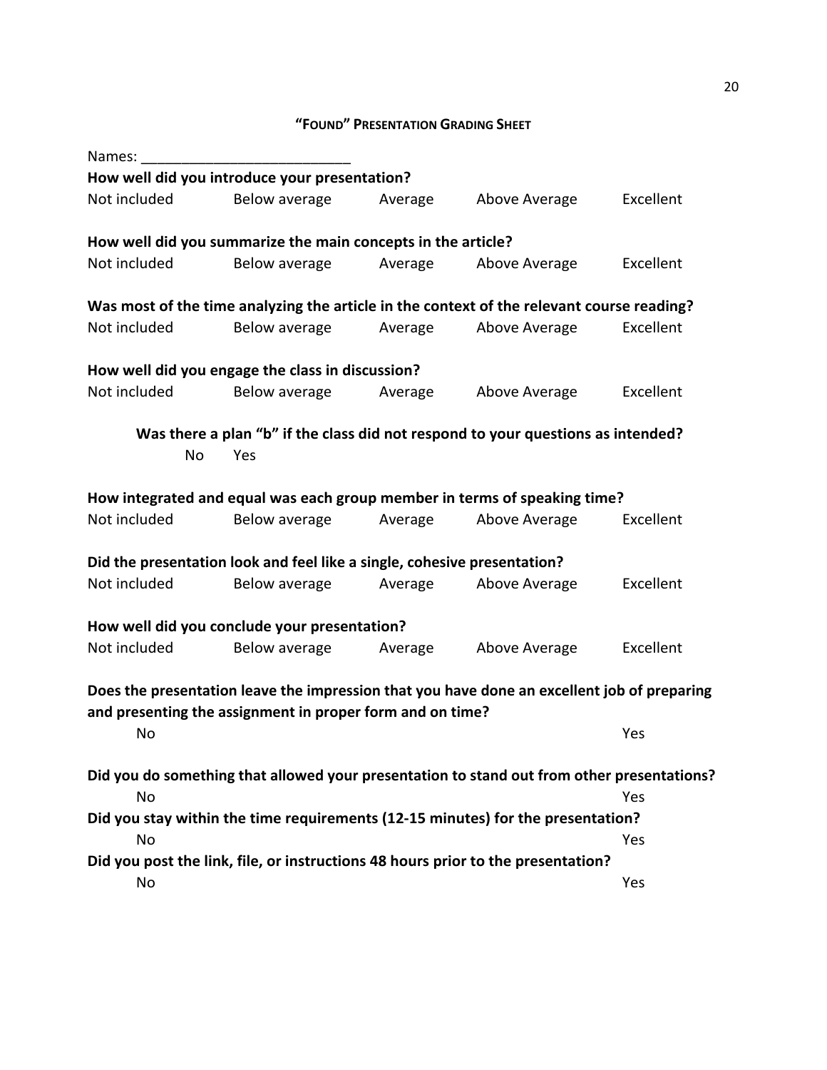## "FOUND" PRESENTATION GRADING SHEET

Names: ___________________________

**How well did you introduce your presentation?**

Not included Below average Average Above Average Excellent

**How well did you summarize the main concepts in the article?**

Not included Below average Average Above Average Excellent

**Was most of the time analyzing the article in the context of the relevant course reading?**

Not included Below average Average Above Average Excellent

**How well did you engage the class in discussion?**

Not included Below average Average Above Average Excellent

**Was there a plan "b" if the class did not respond to your questions as intended?**

No Yes

**How integrated and equal was each group member in terms of speaking time?**

Not included Below average Average Above Average Excellent

**Did the presentation look and feel like a single, cohesive presentation?**

Not included Below average Average Above Average Excellent

**How well did you conclude your presentation?**

Not included Below average Average Above Average Excellent

**Does the presentation leave the impression that you have done an excellent job of preparing and presenting the assignment in proper form and on time?**

No Yes

**Did you do something that allowed your presentation to stand out from other presentations?**

No Yes

**Did you stay within the time requirements (12-15 minutes) for the presentation?**

No Yes

**Did you post the link, file, or instructions 48 hours prior to the presentation?**

No Yes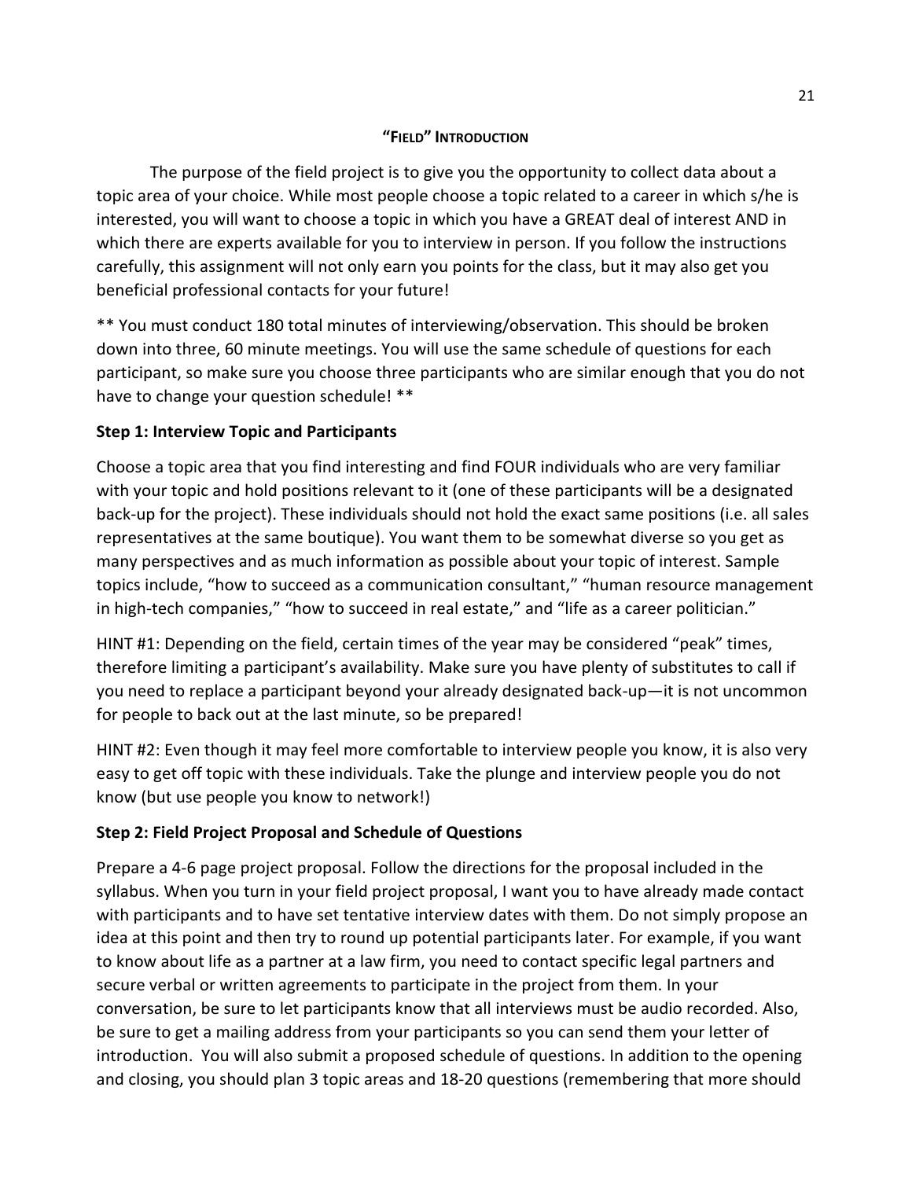## "FIELD" INTRODUCTION

The purpose of the field project is to give you the opportunity to collect data about a topic area of your choice. While most people choose a topic related to a career in which s/he is interested, you will want to choose a topic in which you have a GREAT deal of interest AND in which there are experts available for you to interview in person. If you follow the instructions carefully, this assignment will not only earn you points for the class, but it may also get you beneficial professional contacts for your future!

** You must conduct 180 total minutes of interviewing/observation. This should be broken down into three, 60 minute meetings. You will use the same schedule of questions for each participant, so make sure you choose three participants who are similar enough that you do not have to change your question schedule! **

### Step 1: Interview Topic and Participants

Choose a topic area that you find interesting and find FOUR individuals who are very familiar with your topic and hold positions relevant to it (one of these participants will be a designated back-up for the project). These individuals should not hold the exact same positions (i.e. all sales representatives at the same boutique). You want them to be somewhat diverse so you get as many perspectives and as much information as possible about your topic of interest. Sample topics include, "how to succeed as a communication consultant," "human resource management in high-tech companies," "how to succeed in real estate," and "life as a career politician."

HINT #1: Depending on the field, certain times of the year may be considered "peak" times, therefore limiting a participant's availability. Make sure you have plenty of substitutes to call if you need to replace a participant beyond your already designated back-up—it is not uncommon for people to back out at the last minute, so be prepared!

HINT #2: Even though it may feel more comfortable to interview people you know, it is also very easy to get off topic with these individuals. Take the plunge and interview people you do not know (but use people you know to network!)

### Step 2: Field Project Proposal and Schedule of Questions

Prepare a 4-6 page project proposal. Follow the directions for the proposal included in the syllabus. When you turn in your field project proposal, I want you to have already made contact with participants and to have set tentative interview dates with them. Do not simply propose an idea at this point and then try to round up potential participants later. For example, if you want to know about life as a partner at a law firm, you need to contact specific legal partners and secure verbal or written agreements to participate in the project from them. In your conversation, be sure to let participants know that all interviews must be audio recorded. Also, be sure to get a mailing address from your participants so you can send them your letter of introduction. You will also submit a proposed schedule of questions. In addition to the opening and closing, you should plan 3 topic areas and 18-20 questions (remembering that more should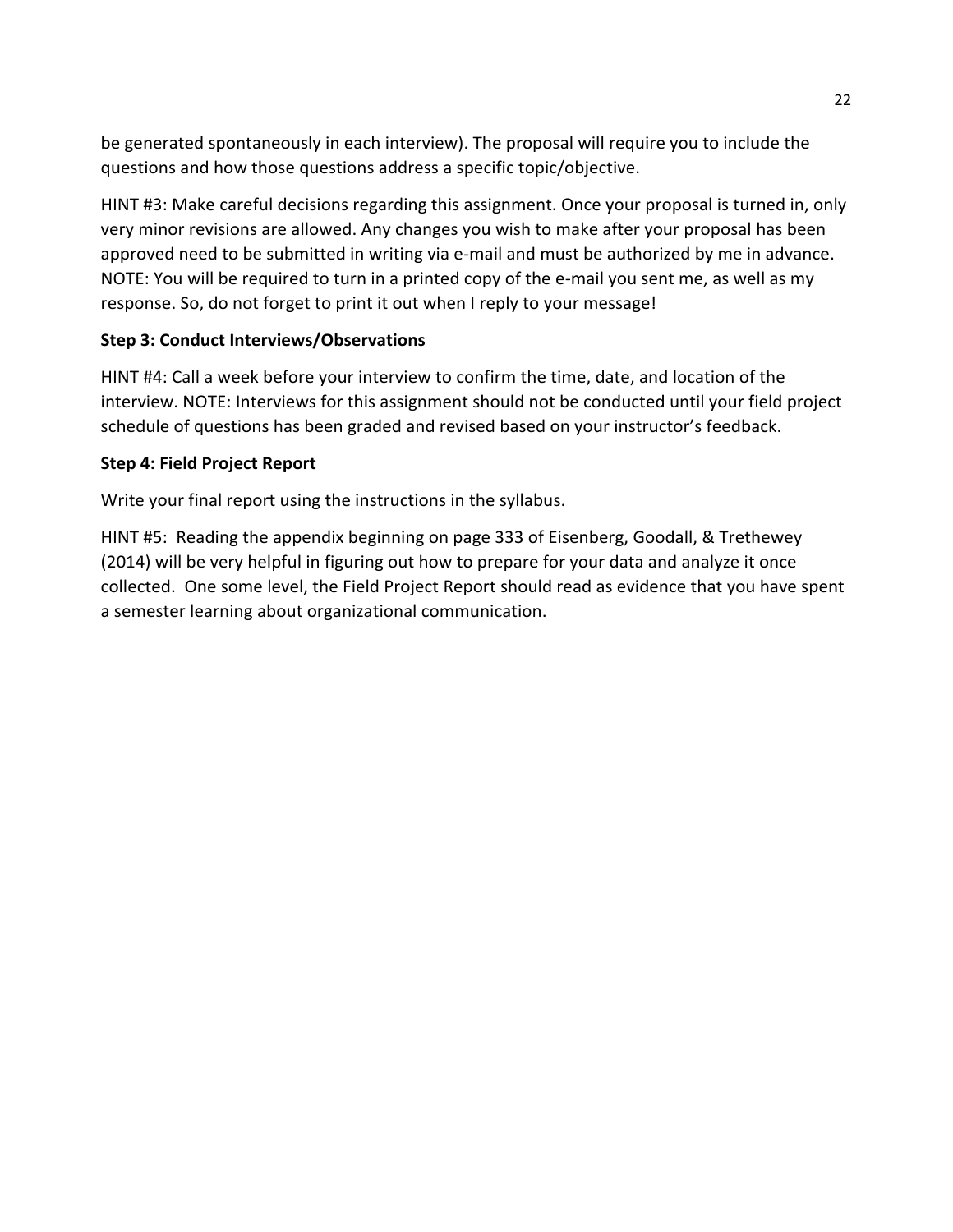be generated spontaneously in each interview). The proposal will require you to include the questions and how those questions address a specific topic/objective.

HINT #3: Make careful decisions regarding this assignment. Once your proposal is turned in, only very minor revisions are allowed. Any changes you wish to make after your proposal has been approved need to be submitted in writing via e-mail and must be authorized by me in advance. NOTE: You will be required to turn in a printed copy of the e-mail you sent me, as well as my response. So, do not forget to print it out when I reply to your message!

**Step 3: Conduct Interviews/Observations**

HINT #4: Call a week before your interview to confirm the time, date, and location of the interview. NOTE: Interviews for this assignment should not be conducted until your field project schedule of questions has been graded and revised based on your instructor's feedback.

**Step 4: Field Project Report**

Write your final report using the instructions in the syllabus.

HINT #5: Reading the appendix beginning on page 333 of Eisenberg, Goodall, & Trethewey (2014) will be very helpful in figuring out how to prepare for your data and analyze it once collected. One some level, the Field Project Report should read as evidence that you have spent a semester learning about organizational communication.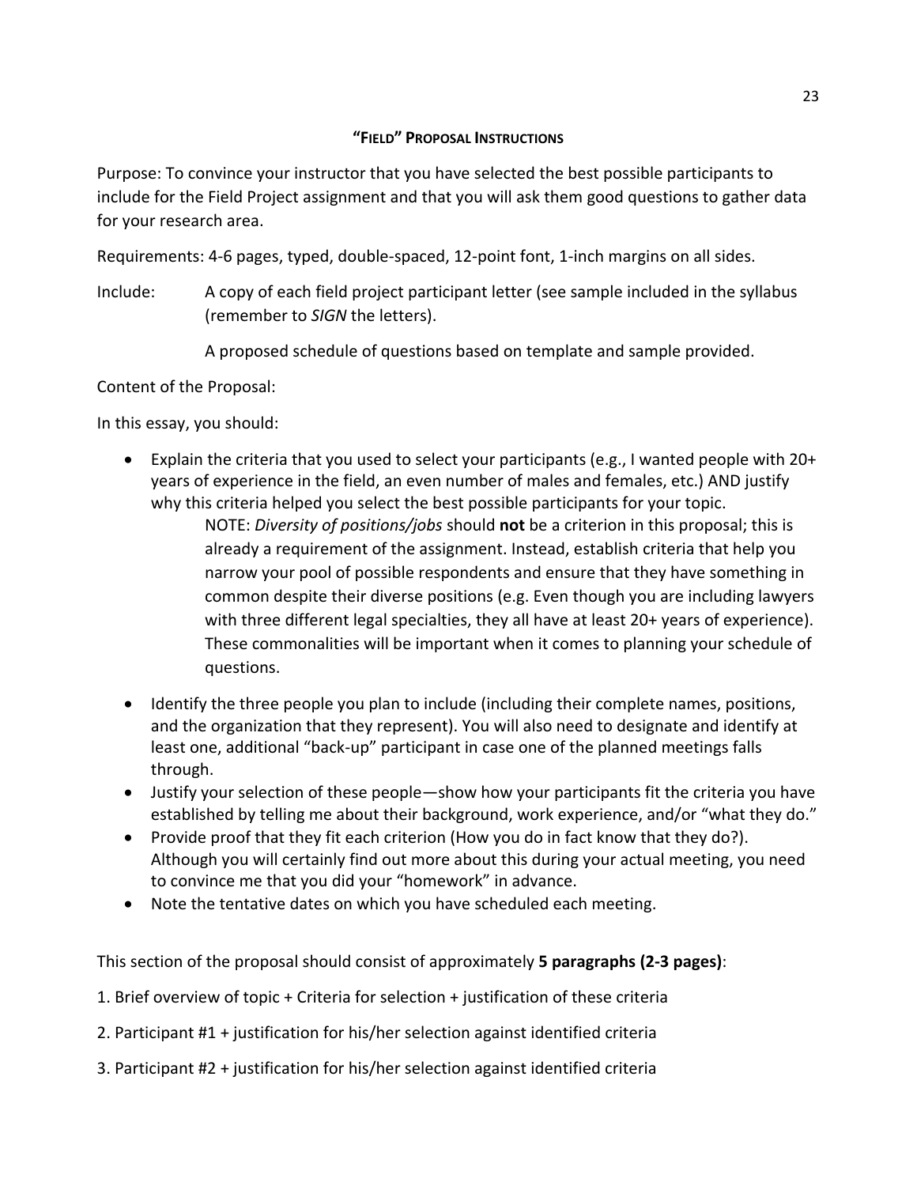## "FIELD" PROPOSAL INSTRUCTIONS

Purpose: To convince your instructor that you have selected the best possible participants to include for the Field Project assignment and that you will ask them good questions to gather data for your research area.

Requirements: 4-6 pages, typed, double-spaced, 12-point font, 1-inch margins on all sides.

Include: A copy of each field project participant letter (see sample included in the syllabus (remember to *SIGN* the letters).

A proposed schedule of questions based on template and sample provided.

Content of the Proposal:

In this essay, you should:

- Explain the criteria that you used to select your participants (e.g., I wanted people with 20+ years of experience in the field, an even number of males and females, etc.) AND justify why this criteria helped you select the best possible participants for your topic.

  NOTE: *Diversity of positions/jobs* should **not** be a criterion in this proposal; this is already a requirement of the assignment. Instead, establish criteria that help you narrow your pool of possible respondents and ensure that they have something in common despite their diverse positions (e.g. Even though you are including lawyers with three different legal specialties, they all have at least 20+ years of experience). These commonalities will be important when it comes to planning your schedule of questions.

- Identify the three people you plan to include (including their complete names, positions, and the organization that they represent). You will also need to designate and identify at least one, additional "back-up" participant in case one of the planned meetings falls through.
- Justify your selection of these people—show how your participants fit the criteria you have established by telling me about their background, work experience, and/or "what they do."
- Provide proof that they fit each criterion (How you do in fact know that they do?). Although you will certainly find out more about this during your actual meeting, you need to convince me that you did your "homework" in advance.
- Note the tentative dates on which you have scheduled each meeting.

This section of the proposal should consist of approximately **5 paragraphs (2-3 pages)**:

1. Brief overview of topic + Criteria for selection + justification of these criteria
2. Participant #1 + justification for his/her selection against identified criteria
3. Participant #2 + justification for his/her selection against identified criteria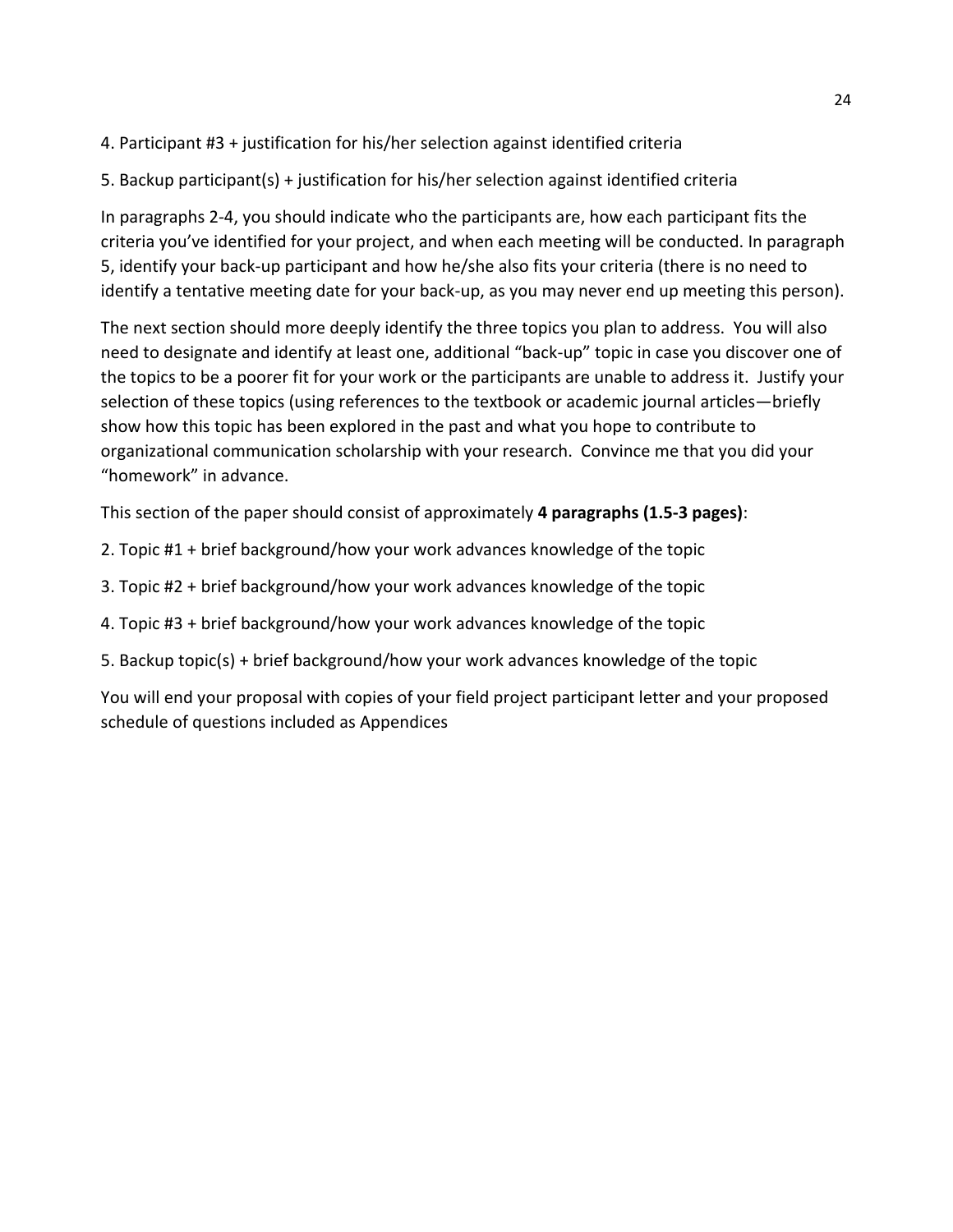4. Participant #3 + justification for his/her selection against identified criteria

5. Backup participant(s) + justification for his/her selection against identified criteria

In paragraphs 2-4, you should indicate who the participants are, how each participant fits the criteria you've identified for your project, and when each meeting will be conducted. In paragraph 5, identify your back-up participant and how he/she also fits your criteria (there is no need to identify a tentative meeting date for your back-up, as you may never end up meeting this person).

The next section should more deeply identify the three topics you plan to address. You will also need to designate and identify at least one, additional "back-up" topic in case you discover one of the topics to be a poorer fit for your work or the participants are unable to address it. Justify your selection of these topics (using references to the textbook or academic journal articles—briefly show how this topic has been explored in the past and what you hope to contribute to organizational communication scholarship with your research. Convince me that you did your "homework" in advance.

This section of the paper should consist of approximately **4 paragraphs (1.5-3 pages)**:

2. Topic #1 + brief background/how your work advances knowledge of the topic

3. Topic #2 + brief background/how your work advances knowledge of the topic

4. Topic #3 + brief background/how your work advances knowledge of the topic

5. Backup topic(s) + brief background/how your work advances knowledge of the topic

You will end your proposal with copies of your field project participant letter and your proposed schedule of questions included as Appendices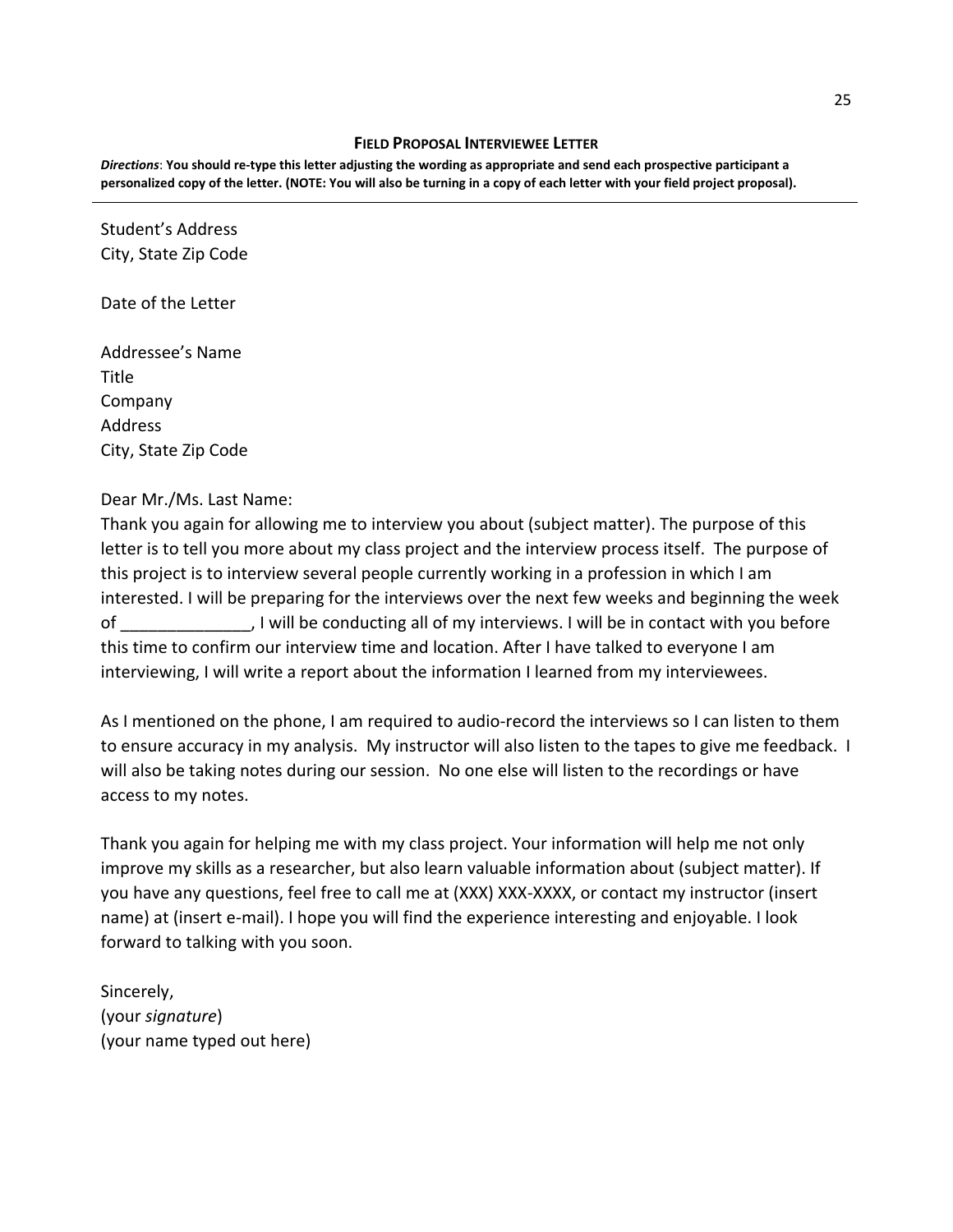## Field Proposal Interviewee Letter

***Directions*: You should re-type this letter adjusting the wording as appropriate and send each prospective participant a personalized copy of the letter. (NOTE: You will also be turning in a copy of each letter with your field project proposal).**

---

Student's Address
City, State Zip Code

Date of the Letter

Addressee's Name
Title
Company
Address
City, State Zip Code

Dear Mr./Ms. Last Name:
Thank you again for allowing me to interview you about (subject matter). The purpose of this letter is to tell you more about my class project and the interview process itself. The purpose of this project is to interview several people currently working in a profession in which I am interested. I will be preparing for the interviews over the next few weeks and beginning the week of ______________, I will be conducting all of my interviews. I will be in contact with you before this time to confirm our interview time and location. After I have talked to everyone I am interviewing, I will write a report about the information I learned from my interviewees.

As I mentioned on the phone, I am required to audio-record the interviews so I can listen to them to ensure accuracy in my analysis. My instructor will also listen to the tapes to give me feedback. I will also be taking notes during our session. No one else will listen to the recordings or have access to my notes.

Thank you again for helping me with my class project. Your information will help me not only improve my skills as a researcher, but also learn valuable information about (subject matter). If you have any questions, feel free to call me at (XXX) XXX-XXXX, or contact my instructor (insert name) at (insert e-mail). I hope you will find the experience interesting and enjoyable. I look forward to talking with you soon.

Sincerely,
(your *signature*)
(your name typed out here)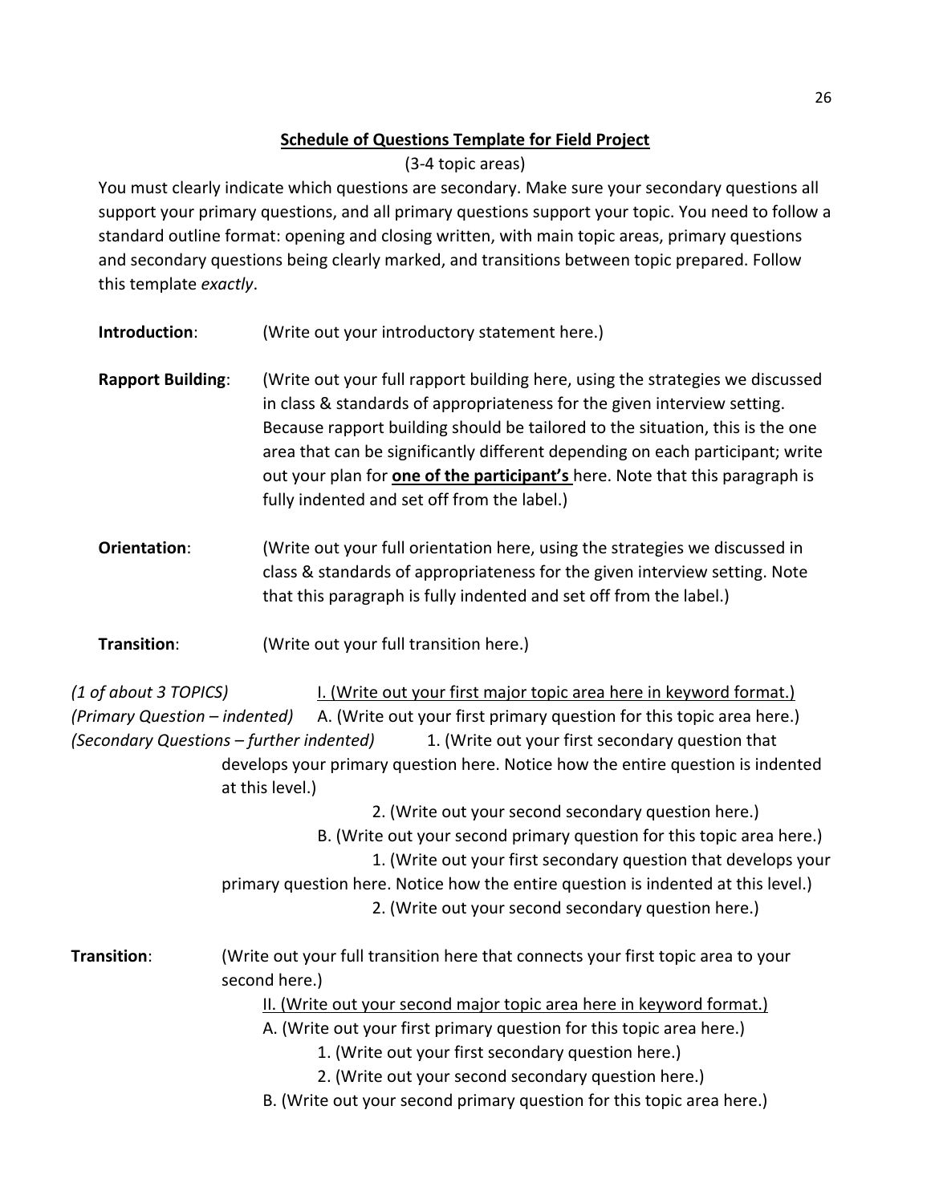**Schedule of Questions Template for Field Project**

(3-4 topic areas)

You must clearly indicate which questions are secondary. Make sure your secondary questions all support your primary questions, and all primary questions support your topic. You need to follow a standard outline format: opening and closing written, with main topic areas, primary questions and secondary questions being clearly marked, and transitions between topic prepared. Follow this template *exactly*.

**Introduction**: (Write out your introductory statement here.)

**Rapport Building**: (Write out your full rapport building here, using the strategies we discussed in class & standards of appropriateness for the given interview setting. Because rapport building should be tailored to the situation, this is the one area that can be significantly different depending on each participant; write out your plan for **<u>one of the participant's</u>** here. Note that this paragraph is fully indented and set off from the label.)

**Orientation**: (Write out your full orientation here, using the strategies we discussed in class & standards of appropriateness for the given interview setting. Note that this paragraph is fully indented and set off from the label.)

**Transition**: (Write out your full transition here.)

*(1 of about 3 TOPICS)* <u>I. (Write out your first major topic area here in keyword format.)</u>

*(Primary Question – indented)* A. (Write out your first primary question for this topic area here.)

*(Secondary Questions – further indented)* 1. (Write out your first secondary question that develops your primary question here. Notice how the entire question is indented at this level.)

2. (Write out your second secondary question here.)

B. (Write out your second primary question for this topic area here.)

1. (Write out your first secondary question that develops your primary question here. Notice how the entire question is indented at this level.)

2. (Write out your second secondary question here.)

**Transition**: (Write out your full transition here that connects your first topic area to your second here.)

<u>II. (Write out your second major topic area here in keyword format.)</u>

A. (Write out your first primary question for this topic area here.)

1. (Write out your first secondary question here.)

2. (Write out your second secondary question here.)

B. (Write out your second primary question for this topic area here.)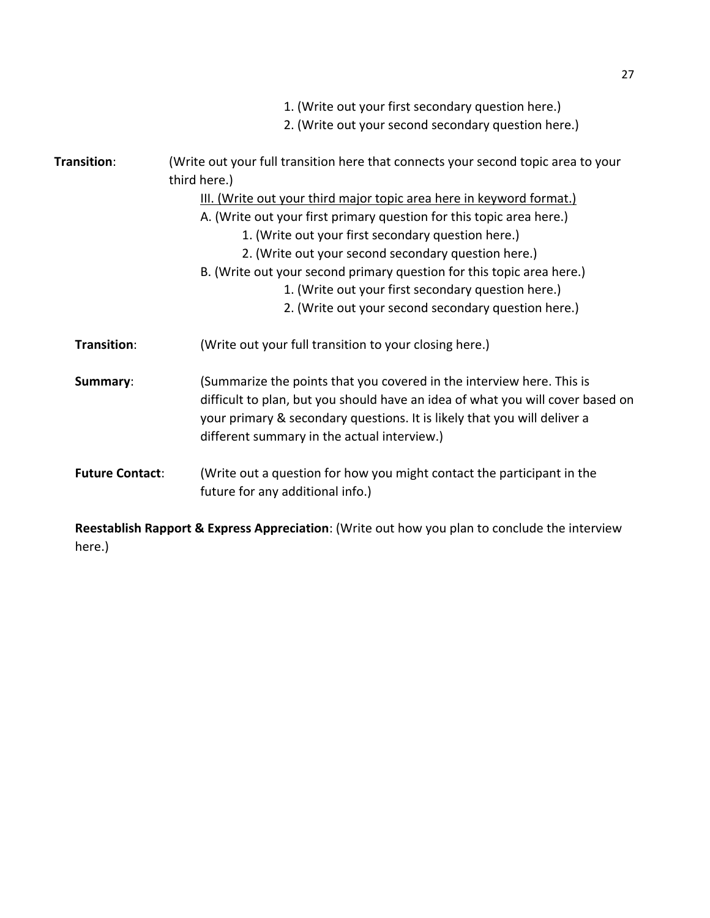1. (Write out your first secondary question here.)
2. (Write out your second secondary question here.)

**Transition**: (Write out your full transition here that connects your second topic area to your third here.)

<u>III. (Write out your third major topic area here in keyword format.)</u>

A. (Write out your first primary question for this topic area here.)

1. (Write out your first secondary question here.)
2. (Write out your second secondary question here.)

B. (Write out your second primary question for this topic area here.)

1. (Write out your first secondary question here.)
2. (Write out your second secondary question here.)

**Transition**: (Write out your full transition to your closing here.)

**Summary**: (Summarize the points that you covered in the interview here. This is difficult to plan, but you should have an idea of what you will cover based on your primary & secondary questions. It is likely that you will deliver a different summary in the actual interview.)

**Future Contact**: (Write out a question for how you might contact the participant in the future for any additional info.)

**Reestablish Rapport & Express Appreciation**: (Write out how you plan to conclude the interview here.)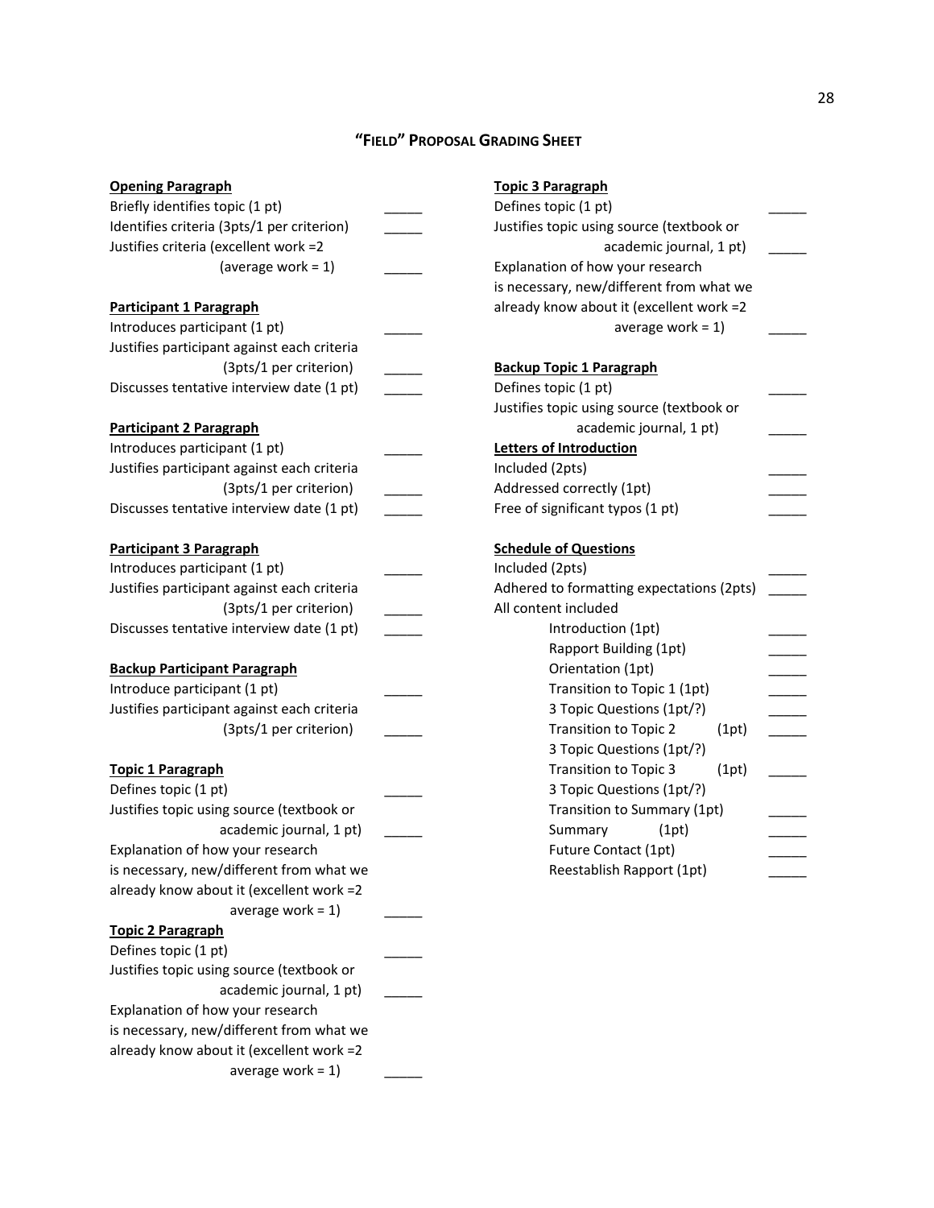## "FIELD" PROPOSAL GRADING SHEET

**Opening Paragraph**

Briefly identifies topic (1 pt) _____

Identifies criteria (3pts/1 per criterion) _____

Justifies criteria (excellent work =2 (average work = 1) _____

**Participant 1 Paragraph**

Introduces participant (1 pt) _____

Justifies participant against each criteria (3pts/1 per criterion) _____

Discusses tentative interview date (1 pt) _____

**Participant 2 Paragraph**

Introduces participant (1 pt) _____

Justifies participant against each criteria (3pts/1 per criterion) _____

Discusses tentative interview date (1 pt) _____

**Participant 3 Paragraph**

Introduces participant (1 pt) _____

Justifies participant against each criteria (3pts/1 per criterion) _____

Discusses tentative interview date (1 pt) _____

**Backup Participant Paragraph**

Introduce participant (1 pt) _____

Justifies participant against each criteria (3pts/1 per criterion) _____

**Topic 1 Paragraph**

Defines topic (1 pt) _____

Justifies topic using source (textbook or academic journal, 1 pt) _____

Explanation of how your research is necessary, new/different from what we already know about it (excellent work =2 average work = 1) _____

**Topic 2 Paragraph**

Defines topic (1 pt) _____

Justifies topic using source (textbook or academic journal, 1 pt) _____

Explanation of how your research is necessary, new/different from what we already know about it (excellent work =2 average work = 1) _____

**Topic 3 Paragraph**

Defines topic (1 pt) _____

Justifies topic using source (textbook or academic journal, 1 pt) _____

Explanation of how your research is necessary, new/different from what we already know about it (excellent work =2 average work = 1) _____

**Backup Topic 1 Paragraph**

Defines topic (1 pt) _____

Justifies topic using source (textbook or academic journal, 1 pt) _____

**Letters of Introduction**

Included (2pts) _____

Addressed correctly (1pt) _____

Free of significant typos (1 pt) _____

**Schedule of Questions**

Included (2pts) _____

Adhered to formatting expectations (2pts) _____

All content included

- Introduction (1pt) _____
- Rapport Building (1pt) _____
- Orientation (1pt) _____
- Transition to Topic 1 (1pt) _____
- 3 Topic Questions (1pt/?) _____
- Transition to Topic 2 (1pt) _____
- 3 Topic Questions (1pt/?)
- Transition to Topic 3 (1pt) _____
- 3 Topic Questions (1pt/?)
- Transition to Summary (1pt) _____
- Summary (1pt) _____
- Future Contact (1pt) _____
- Reestablish Rapport (1pt) _____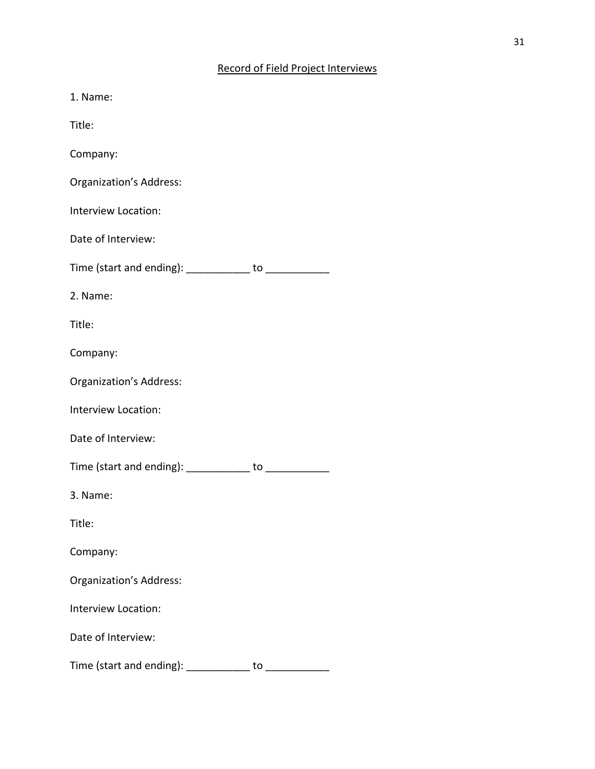Record of Field Project Interviews

1. Name:

Title:

Company:

Organization's Address:

Interview Location:

Date of Interview:

Time (start and ending): ___________ to ___________

2. Name:

Title:

Company:

Organization's Address:

Interview Location:

Date of Interview:

Time (start and ending): ___________ to ___________

3. Name:

Title:

Company:

Organization's Address:

Interview Location:

Date of Interview:

Time (start and ending): ___________ to ___________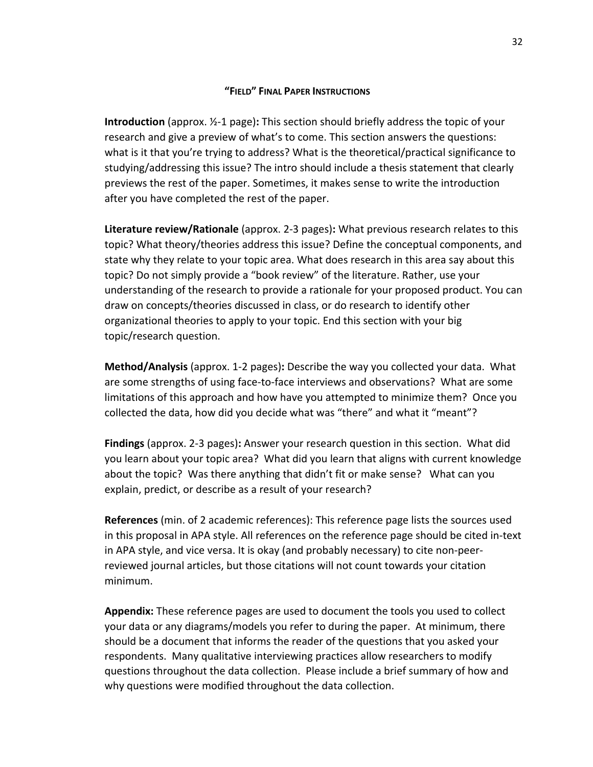## "Field" Final Paper Instructions

**Introduction** (approx. ½-1 page)**:** This section should briefly address the topic of your research and give a preview of what's to come. This section answers the questions: what is it that you're trying to address? What is the theoretical/practical significance to studying/addressing this issue? The intro should include a thesis statement that clearly previews the rest of the paper. Sometimes, it makes sense to write the introduction after you have completed the rest of the paper.

**Literature review/Rationale** (approx. 2-3 pages)**:** What previous research relates to this topic? What theory/theories address this issue? Define the conceptual components, and state why they relate to your topic area. What does research in this area say about this topic? Do not simply provide a "book review" of the literature. Rather, use your understanding of the research to provide a rationale for your proposed product. You can draw on concepts/theories discussed in class, or do research to identify other organizational theories to apply to your topic. End this section with your big topic/research question.

**Method/Analysis** (approx. 1-2 pages)**:** Describe the way you collected your data. What are some strengths of using face-to-face interviews and observations? What are some limitations of this approach and how have you attempted to minimize them? Once you collected the data, how did you decide what was "there" and what it "meant"?

**Findings** (approx. 2-3 pages)**:** Answer your research question in this section. What did you learn about your topic area? What did you learn that aligns with current knowledge about the topic? Was there anything that didn't fit or make sense? What can you explain, predict, or describe as a result of your research?

**References** (min. of 2 academic references): This reference page lists the sources used in this proposal in APA style. All references on the reference page should be cited in-text in APA style, and vice versa. It is okay (and probably necessary) to cite non-peer-reviewed journal articles, but those citations will not count towards your citation minimum.

**Appendix:** These reference pages are used to document the tools you used to collect your data or any diagrams/models you refer to during the paper. At minimum, there should be a document that informs the reader of the questions that you asked your respondents. Many qualitative interviewing practices allow researchers to modify questions throughout the data collection. Please include a brief summary of how and why questions were modified throughout the data collection.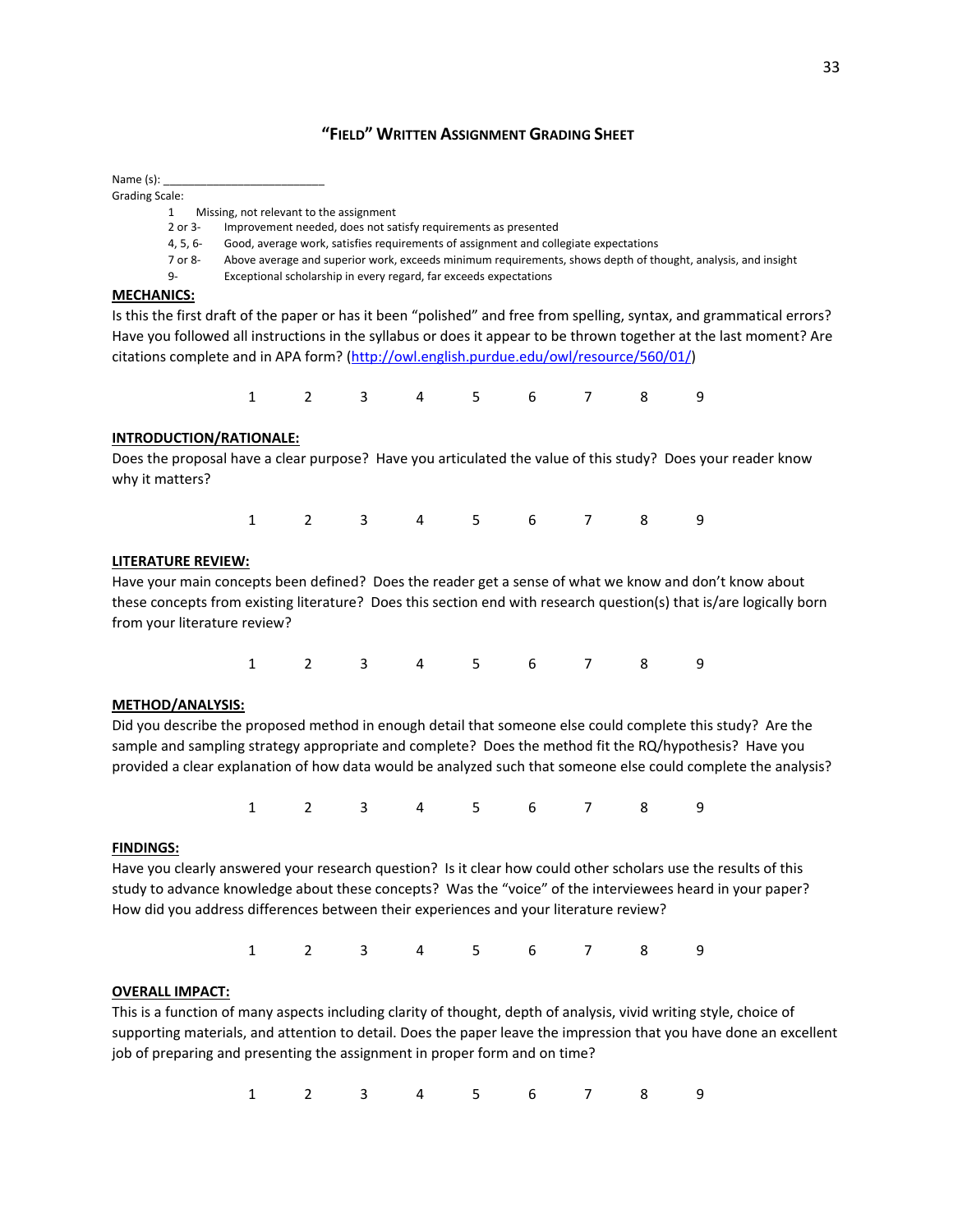## "FIELD" WRITTEN ASSIGNMENT GRADING SHEET

Name (s): _________________________

Grading Scale:

- 1 Missing, not relevant to the assignment
- 2 or 3- Improvement needed, does not satisfy requirements as presented
- 4, 5, 6- Good, average work, satisfies requirements of assignment and collegiate expectations
- 7 or 8- Above average and superior work, exceeds minimum requirements, shows depth of thought, analysis, and insight
- 9- Exceptional scholarship in every regard, far exceeds expectations

**MECHANICS:**

Is this the first draft of the paper or has it been "polished" and free from spelling, syntax, and grammatical errors? Have you followed all instructions in the syllabus or does it appear to be thrown together at the last moment? Are citations complete and in APA form? (http://owl.english.purdue.edu/owl/resource/560/01/)

1 2 3 4 5 6 7 8 9

**INTRODUCTION/RATIONALE:**

Does the proposal have a clear purpose? Have you articulated the value of this study? Does your reader know why it matters?

1 2 3 4 5 6 7 8 9

**LITERATURE REVIEW:**

Have your main concepts been defined? Does the reader get a sense of what we know and don't know about these concepts from existing literature? Does this section end with research question(s) that is/are logically born from your literature review?

1 2 3 4 5 6 7 8 9

**METHOD/ANALYSIS:**

Did you describe the proposed method in enough detail that someone else could complete this study? Are the sample and sampling strategy appropriate and complete? Does the method fit the RQ/hypothesis? Have you provided a clear explanation of how data would be analyzed such that someone else could complete the analysis?

1 2 3 4 5 6 7 8 9

**FINDINGS:**

Have you clearly answered your research question? Is it clear how could other scholars use the results of this study to advance knowledge about these concepts? Was the "voice" of the interviewees heard in your paper? How did you address differences between their experiences and your literature review?

1 2 3 4 5 6 7 8 9

**OVERALL IMPACT:**

This is a function of many aspects including clarity of thought, depth of analysis, vivid writing style, choice of supporting materials, and attention to detail. Does the paper leave the impression that you have done an excellent job of preparing and presenting the assignment in proper form and on time?

1 2 3 4 5 6 7 8 9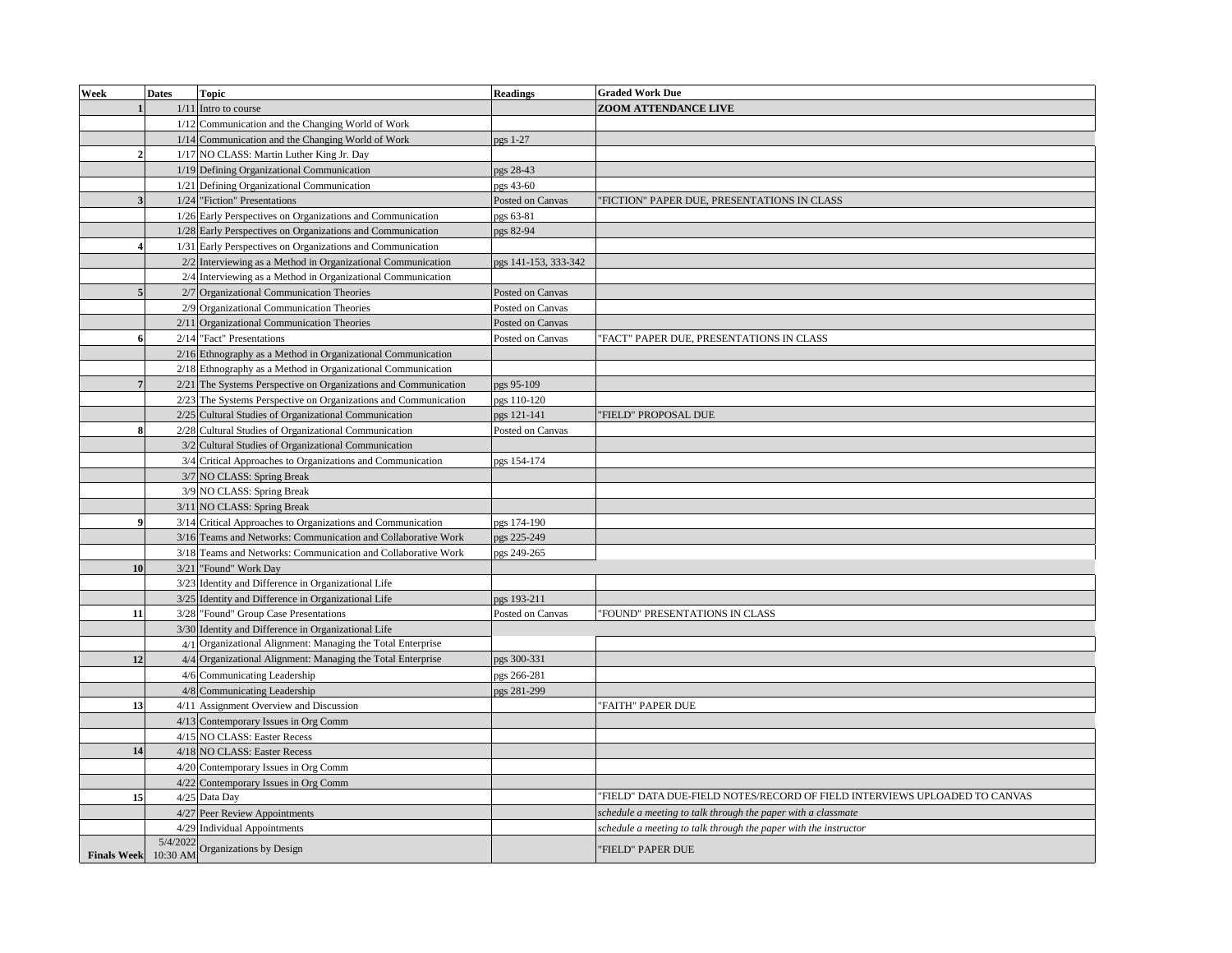| Week | Dates | Topic | Readings | Graded Work Due |
|---|---|---|---|---|
| 1 | 1/11 | Intro to course | | **ZOOM ATTENDANCE LIVE** |
| | 1/12 | Communication and the Changing World of Work | | |
| | 1/14 | Communication and the Changing World of Work | pgs 1-27 | |
| 2 | 1/17 | NO CLASS: Martin Luther King Jr. Day | | |
| | 1/19 | Defining Organizational Communication | pgs 28-43 | |
| | 1/21 | Defining Organizational Communication | pgs 43-60 | |
| 3 | 1/24 | "Fiction" Presentations | Posted on Canvas | "FICTION" PAPER DUE, PRESENTATIONS IN CLASS |
| | 1/26 | Early Perspectives on Organizations and Communication | pgs 63-81 | |
| | 1/28 | Early Perspectives on Organizations and Communication | pgs 82-94 | |
| 4 | 1/31 | Early Perspectives on Organizations and Communication | | |
| | 2/2 | Interviewing as a Method in Organizational Communication | pgs 141-153, 333-342 | |
| | 2/4 | Interviewing as a Method in Organizational Communication | | |
| 5 | 2/7 | Organizational Communication Theories | Posted on Canvas | |
| | 2/9 | Organizational Communication Theories | Posted on Canvas | |
| | 2/11 | Organizational Communication Theories | Posted on Canvas | |
| 6 | 2/14 | "Fact" Presentations | Posted on Canvas | "FACT" PAPER DUE, PRESENTATIONS IN CLASS |
| | 2/16 | Ethnography as a Method in Organizational Communication | | |
| | 2/18 | Ethnography as a Method in Organizational Communication | | |
| 7 | 2/21 | The Systems Perspective on Organizations and Communication | pgs 95-109 | |
| | 2/23 | The Systems Perspective on Organizations and Communication | pgs 110-120 | |
| | 2/25 | Cultural Studies of Organizational Communication | pgs 121-141 | "FIELD" PROPOSAL DUE |
| 8 | 2/28 | Cultural Studies of Organizational Communication | Posted on Canvas | |
| | 3/2 | Cultural Studies of Organizational Communication | | |
| | 3/4 | Critical Approaches to Organizations and Communication | pgs 154-174 | |
| | 3/7 | NO CLASS: Spring Break | | |
| | 3/9 | NO CLASS: Spring Break | | |
| | 3/11 | NO CLASS: Spring Break | | |
| 9 | 3/14 | Critical Approaches to Organizations and Communication | pgs 174-190 | |
| | 3/16 | Teams and Networks: Communication and Collaborative Work | pgs 225-249 | |
| | 3/18 | Teams and Networks: Communication and Collaborative Work | pgs 249-265 | |
| 10 | 3/21 | "Found" Work Day | | |
| | 3/23 | Identity and Difference in Organizational Life | | |
| | 3/25 | Identity and Difference in Organizational Life | pgs 193-211 | |
| 11 | 3/28 | "Found" Group Case Presentations | Posted on Canvas | "FOUND" PRESENTATIONS IN CLASS |
| | 3/30 | Identity and Difference in Organizational Life | | |
| | 4/1 | Organizational Alignment: Managing the Total Enterprise | | |
| 12 | 4/4 | Organizational Alignment: Managing the Total Enterprise | pgs 300-331 | |
| | 4/6 | Communicating Leadership | pgs 266-281 | |
| | 4/8 | Communicating Leadership | pgs 281-299 | |
| 13 | 4/11 | Assignment Overview and Discussion | | "FAITH" PAPER DUE |
| | 4/13 | Contemporary Issues in Org Comm | | |
| | 4/15 | NO CLASS: Easter Recess | | |
| 14 | 4/18 | NO CLASS: Easter Recess | | |
| | 4/20 | Contemporary Issues in Org Comm | | |
| | 4/22 | Contemporary Issues in Org Comm | | |
| 15 | 4/25 | Data Day | | "FIELD" DATA DUE-FIELD NOTES/RECORD OF FIELD INTERVIEWS UPLOADED TO CANVAS |
| | 4/27 | Peer Review Appointments | | *schedule a meeting to talk through the paper with a classmate* |
| | 4/29 | Individual Appointments | | *schedule a meeting to talk through the paper with the instructor* |
| **Finals Week** | 5/4/2022 10:30 AM | Organizations by Design | | "FIELD" PAPER DUE |